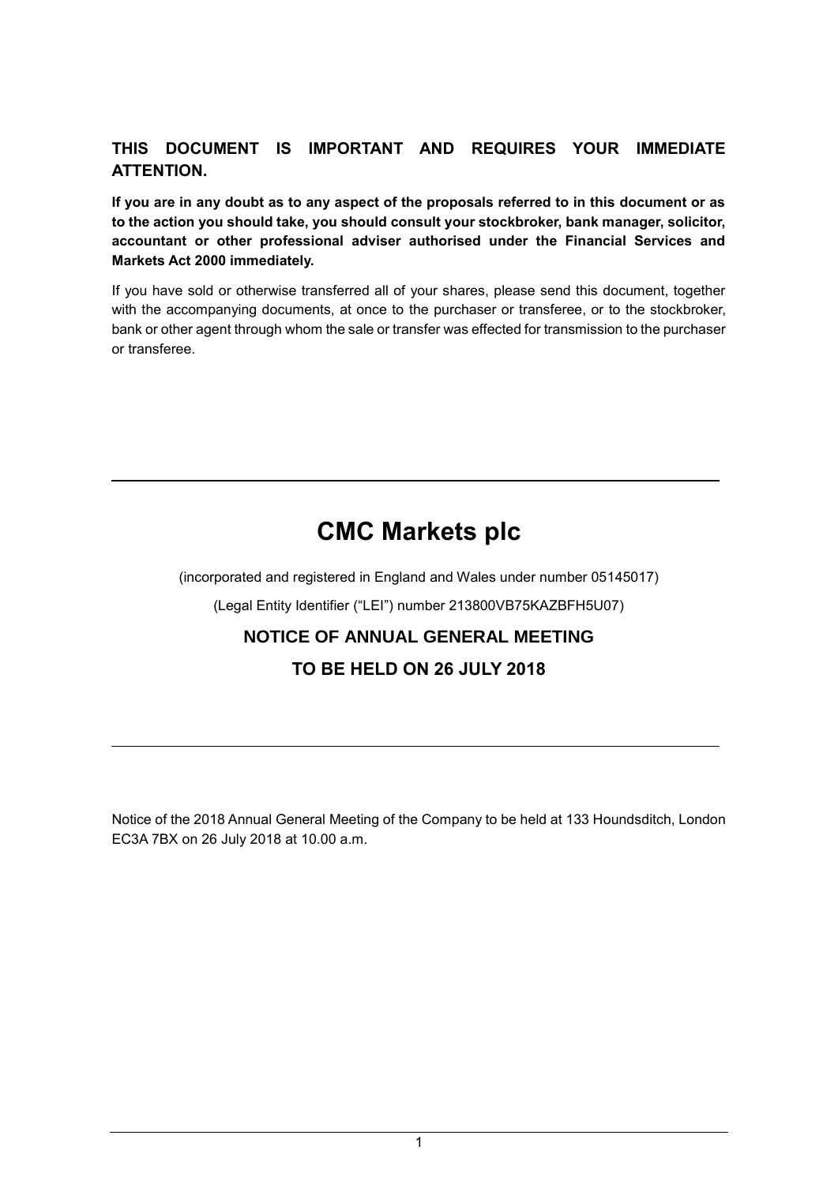**THIS DOCUMENT IS IMPORTANT AND REQUIRES YOUR IMMEDIATE ATTENTION.**

**If you are in any doubt as to any aspect of the proposals referred to in this document or as to the action you should take, you should consult your stockbroker, bank manager, solicitor, accountant or other professional adviser authorised under the Financial Services and Markets Act 2000 immediately.**

If you have sold or otherwise transferred all of your shares, please send this document, together with the accompanying documents, at once to the purchaser or transferee, or to the stockbroker, bank or other agent through whom the sale or transfer was effected for transmission to the purchaser or transferee.

---

# CMC Markets plc

(incorporated and registered in England and Wales under number 05145017)

(Legal Entity Identifier ("LEI") number 213800VB75KAZBFH5U07)

## NOTICE OF ANNUAL GENERAL MEETING

## TO BE HELD ON 26 JULY 2018

---

Notice of the 2018 Annual General Meeting of the Company to be held at 133 Houndsditch, London EC3A 7BX on 26 July 2018 at 10.00 a.m.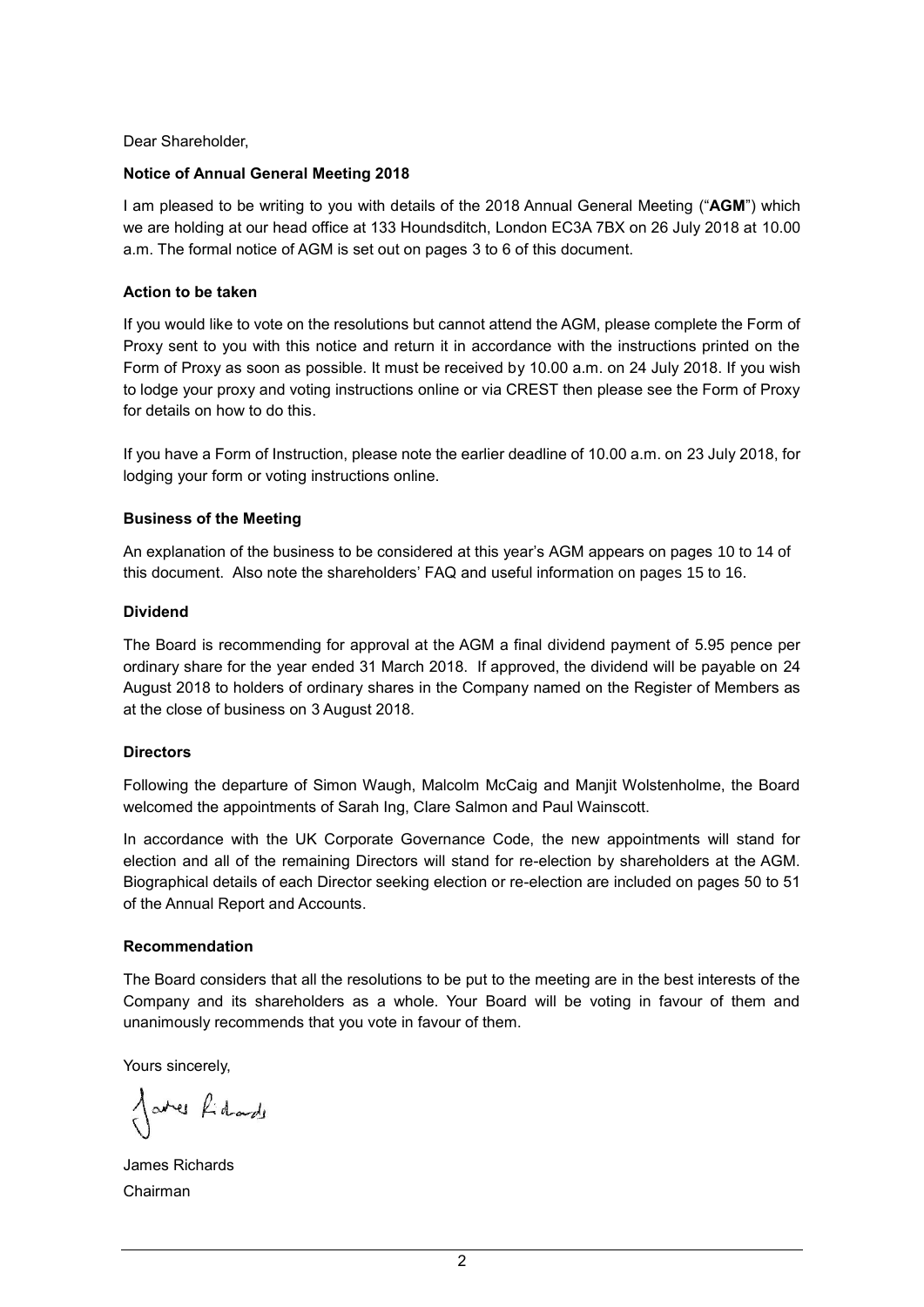Dear Shareholder,

**Notice of Annual General Meeting 2018**

I am pleased to be writing to you with details of the 2018 Annual General Meeting ("**AGM**") which we are holding at our head office at 133 Houndsditch, London EC3A 7BX on 26 July 2018 at 10.00 a.m. The formal notice of AGM is set out on pages 3 to 6 of this document.

**Action to be taken**

If you would like to vote on the resolutions but cannot attend the AGM, please complete the Form of Proxy sent to you with this notice and return it in accordance with the instructions printed on the Form of Proxy as soon as possible. It must be received by 10.00 a.m. on 24 July 2018. If you wish to lodge your proxy and voting instructions online or via CREST then please see the Form of Proxy for details on how to do this.

If you have a Form of Instruction, please note the earlier deadline of 10.00 a.m. on 23 July 2018, for lodging your form or voting instructions online.

**Business of the Meeting**

An explanation of the business to be considered at this year's AGM appears on pages 10 to 14 of this document. Also note the shareholders' FAQ and useful information on pages 15 to 16.

**Dividend**

The Board is recommending for approval at the AGM a final dividend payment of 5.95 pence per ordinary share for the year ended 31 March 2018. If approved, the dividend will be payable on 24 August 2018 to holders of ordinary shares in the Company named on the Register of Members as at the close of business on 3 August 2018.

**Directors**

Following the departure of Simon Waugh, Malcolm McCaig and Manjit Wolstenholme, the Board welcomed the appointments of Sarah Ing, Clare Salmon and Paul Wainscott.

In accordance with the UK Corporate Governance Code, the new appointments will stand for election and all of the remaining Directors will stand for re-election by shareholders at the AGM. Biographical details of each Director seeking election or re-election are included on pages 50 to 51 of the Annual Report and Accounts.

**Recommendation**

The Board considers that all the resolutions to be put to the meeting are in the best interests of the Company and its shareholders as a whole. Your Board will be voting in favour of them and unanimously recommends that you vote in favour of them.

Yours sincerely,

James Richards

James Richards
Chairman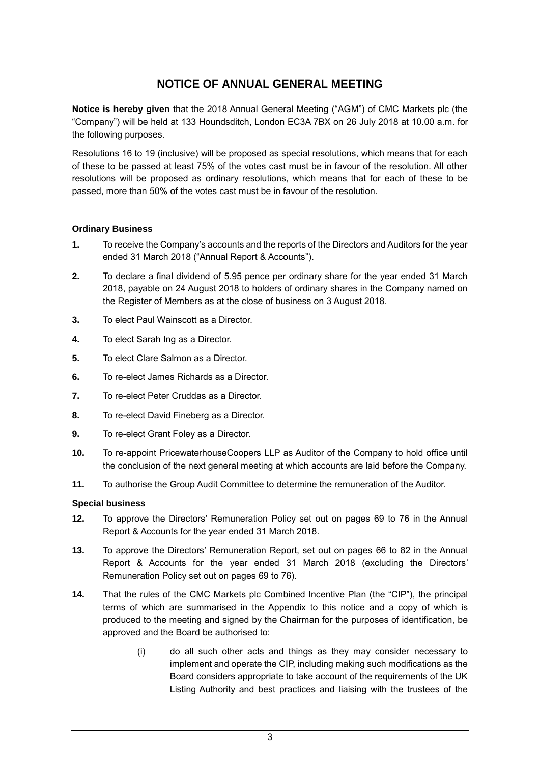# NOTICE OF ANNUAL GENERAL MEETING

**Notice is hereby given** that the 2018 Annual General Meeting ("AGM") of CMC Markets plc (the "Company") will be held at 133 Houndsditch, London EC3A 7BX on 26 July 2018 at 10.00 a.m. for the following purposes.

Resolutions 16 to 19 (inclusive) will be proposed as special resolutions, which means that for each of these to be passed at least 75% of the votes cast must be in favour of the resolution. All other resolutions will be proposed as ordinary resolutions, which means that for each of these to be passed, more than 50% of the votes cast must be in favour of the resolution.

### Ordinary Business

**1.** To receive the Company's accounts and the reports of the Directors and Auditors for the year ended 31 March 2018 ("Annual Report & Accounts").

**2.** To declare a final dividend of 5.95 pence per ordinary share for the year ended 31 March 2018, payable on 24 August 2018 to holders of ordinary shares in the Company named on the Register of Members as at the close of business on 3 August 2018.

**3.** To elect Paul Wainscott as a Director.

**4.** To elect Sarah Ing as a Director.

**5.** To elect Clare Salmon as a Director.

**6.** To re-elect James Richards as a Director.

**7.** To re-elect Peter Cruddas as a Director.

**8.** To re-elect David Fineberg as a Director.

**9.** To re-elect Grant Foley as a Director.

**10.** To re-appoint PricewaterhouseCoopers LLP as Auditor of the Company to hold office until the conclusion of the next general meeting at which accounts are laid before the Company.

**11.** To authorise the Group Audit Committee to determine the remuneration of the Auditor.

### Special business

**12.** To approve the Directors' Remuneration Policy set out on pages 69 to 76 in the Annual Report & Accounts for the year ended 31 March 2018.

**13.** To approve the Directors' Remuneration Report, set out on pages 66 to 82 in the Annual Report & Accounts for the year ended 31 March 2018 (excluding the Directors' Remuneration Policy set out on pages 69 to 76).

**14.** That the rules of the CMC Markets plc Combined Incentive Plan (the "CIP"), the principal terms of which are summarised in the Appendix to this notice and a copy of which is produced to the meeting and signed by the Chairman for the purposes of identification, be approved and the Board be authorised to:

(i) do all such other acts and things as they may consider necessary to implement and operate the CIP, including making such modifications as the Board considers appropriate to take account of the requirements of the UK Listing Authority and best practices and liaising with the trustees of the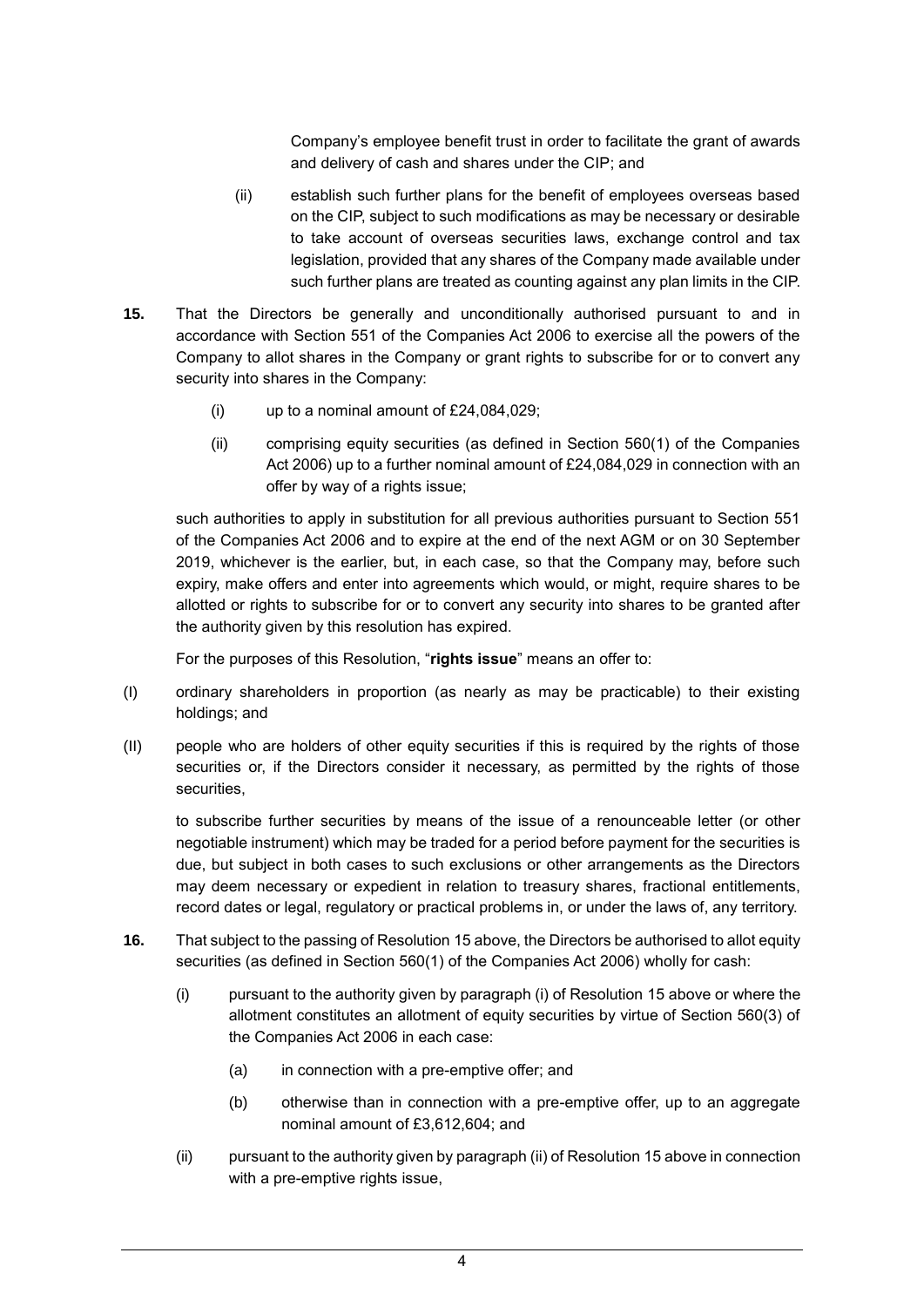Company's employee benefit trust in order to facilitate the grant of awards and delivery of cash and shares under the CIP; and

(ii) establish such further plans for the benefit of employees overseas based on the CIP, subject to such modifications as may be necessary or desirable to take account of overseas securities laws, exchange control and tax legislation, provided that any shares of the Company made available under such further plans are treated as counting against any plan limits in the CIP.

**15.** That the Directors be generally and unconditionally authorised pursuant to and in accordance with Section 551 of the Companies Act 2006 to exercise all the powers of the Company to allot shares in the Company or grant rights to subscribe for or to convert any security into shares in the Company:

(i) up to a nominal amount of £24,084,029;

(ii) comprising equity securities (as defined in Section 560(1) of the Companies Act 2006) up to a further nominal amount of £24,084,029 in connection with an offer by way of a rights issue;

such authorities to apply in substitution for all previous authorities pursuant to Section 551 of the Companies Act 2006 and to expire at the end of the next AGM or on 30 September 2019, whichever is the earlier, but, in each case, so that the Company may, before such expiry, make offers and enter into agreements which would, or might, require shares to be allotted or rights to subscribe for or to convert any security into shares to be granted after the authority given by this resolution has expired.

For the purposes of this Resolution, "**rights issue**" means an offer to:

(I) ordinary shareholders in proportion (as nearly as may be practicable) to their existing holdings; and

(II) people who are holders of other equity securities if this is required by the rights of those securities or, if the Directors consider it necessary, as permitted by the rights of those securities,

to subscribe further securities by means of the issue of a renounceable letter (or other negotiable instrument) which may be traded for a period before payment for the securities is due, but subject in both cases to such exclusions or other arrangements as the Directors may deem necessary or expedient in relation to treasury shares, fractional entitlements, record dates or legal, regulatory or practical problems in, or under the laws of, any territory.

**16.** That subject to the passing of Resolution 15 above, the Directors be authorised to allot equity securities (as defined in Section 560(1) of the Companies Act 2006) wholly for cash:

(i) pursuant to the authority given by paragraph (i) of Resolution 15 above or where the allotment constitutes an allotment of equity securities by virtue of Section 560(3) of the Companies Act 2006 in each case:

(a) in connection with a pre-emptive offer; and

(b) otherwise than in connection with a pre-emptive offer, up to an aggregate nominal amount of £3,612,604; and

(ii) pursuant to the authority given by paragraph (ii) of Resolution 15 above in connection with a pre-emptive rights issue,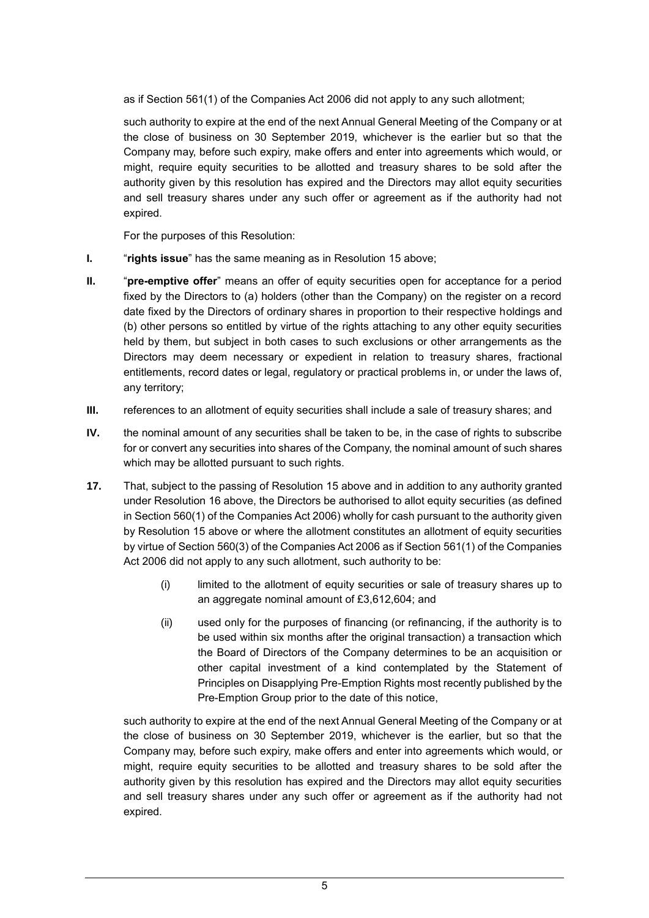as if Section 561(1) of the Companies Act 2006 did not apply to any such allotment;

such authority to expire at the end of the next Annual General Meeting of the Company or at the close of business on 30 September 2019, whichever is the earlier but so that the Company may, before such expiry, make offers and enter into agreements which would, or might, require equity securities to be allotted and treasury shares to be sold after the authority given by this resolution has expired and the Directors may allot equity securities and sell treasury shares under any such offer or agreement as if the authority had not expired.

For the purposes of this Resolution:

**I.** "**rights issue**" has the same meaning as in Resolution 15 above;

**II.** "**pre-emptive offer**" means an offer of equity securities open for acceptance for a period fixed by the Directors to (a) holders (other than the Company) on the register on a record date fixed by the Directors of ordinary shares in proportion to their respective holdings and (b) other persons so entitled by virtue of the rights attaching to any other equity securities held by them, but subject in both cases to such exclusions or other arrangements as the Directors may deem necessary or expedient in relation to treasury shares, fractional entitlements, record dates or legal, regulatory or practical problems in, or under the laws of, any territory;

**III.** references to an allotment of equity securities shall include a sale of treasury shares; and

**IV.** the nominal amount of any securities shall be taken to be, in the case of rights to subscribe for or convert any securities into shares of the Company, the nominal amount of such shares which may be allotted pursuant to such rights.

**17.** That, subject to the passing of Resolution 15 above and in addition to any authority granted under Resolution 16 above, the Directors be authorised to allot equity securities (as defined in Section 560(1) of the Companies Act 2006) wholly for cash pursuant to the authority given by Resolution 15 above or where the allotment constitutes an allotment of equity securities by virtue of Section 560(3) of the Companies Act 2006 as if Section 561(1) of the Companies Act 2006 did not apply to any such allotment, such authority to be:

(i) limited to the allotment of equity securities or sale of treasury shares up to an aggregate nominal amount of £3,612,604; and

(ii) used only for the purposes of financing (or refinancing, if the authority is to be used within six months after the original transaction) a transaction which the Board of Directors of the Company determines to be an acquisition or other capital investment of a kind contemplated by the Statement of Principles on Disapplying Pre-Emption Rights most recently published by the Pre-Emption Group prior to the date of this notice,

such authority to expire at the end of the next Annual General Meeting of the Company or at the close of business on 30 September 2019, whichever is the earlier, but so that the Company may, before such expiry, make offers and enter into agreements which would, or might, require equity securities to be allotted and treasury shares to be sold after the authority given by this resolution has expired and the Directors may allot equity securities and sell treasury shares under any such offer or agreement as if the authority had not expired.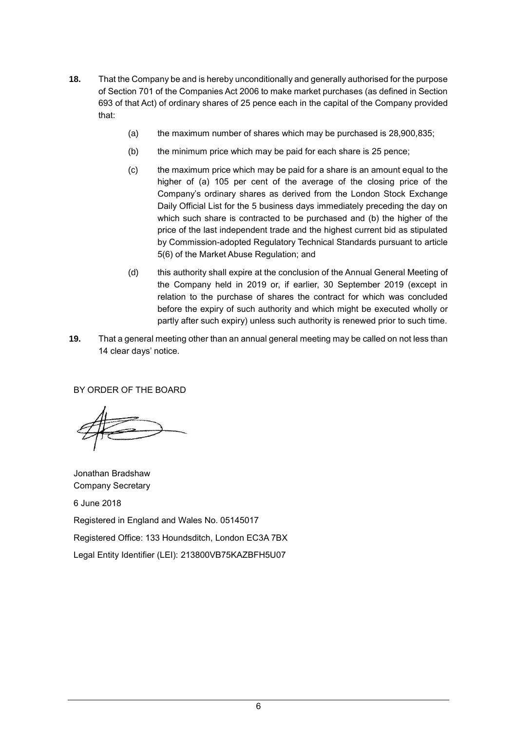**18.** That the Company be and is hereby unconditionally and generally authorised for the purpose of Section 701 of the Companies Act 2006 to make market purchases (as defined in Section 693 of that Act) of ordinary shares of 25 pence each in the capital of the Company provided that:

(a) the maximum number of shares which may be purchased is 28,900,835;

(b) the minimum price which may be paid for each share is 25 pence;

(c) the maximum price which may be paid for a share is an amount equal to the higher of (a) 105 per cent of the average of the closing price of the Company's ordinary shares as derived from the London Stock Exchange Daily Official List for the 5 business days immediately preceding the day on which such share is contracted to be purchased and (b) the higher of the price of the last independent trade and the highest current bid as stipulated by Commission-adopted Regulatory Technical Standards pursuant to article 5(6) of the Market Abuse Regulation; and

(d) this authority shall expire at the conclusion of the Annual General Meeting of the Company held in 2019 or, if earlier, 30 September 2019 (except in relation to the purchase of shares the contract for which was concluded before the expiry of such authority and which might be executed wholly or partly after such expiry) unless such authority is renewed prior to such time.

**19.** That a general meeting other than an annual general meeting may be called on not less than 14 clear days' notice.

BY ORDER OF THE BOARD

Jonathan Bradshaw
Company Secretary

6 June 2018

Registered in England and Wales No. 05145017

Registered Office: 133 Houndsditch, London EC3A 7BX

Legal Entity Identifier (LEI): 213800VB75KAZBFH5U07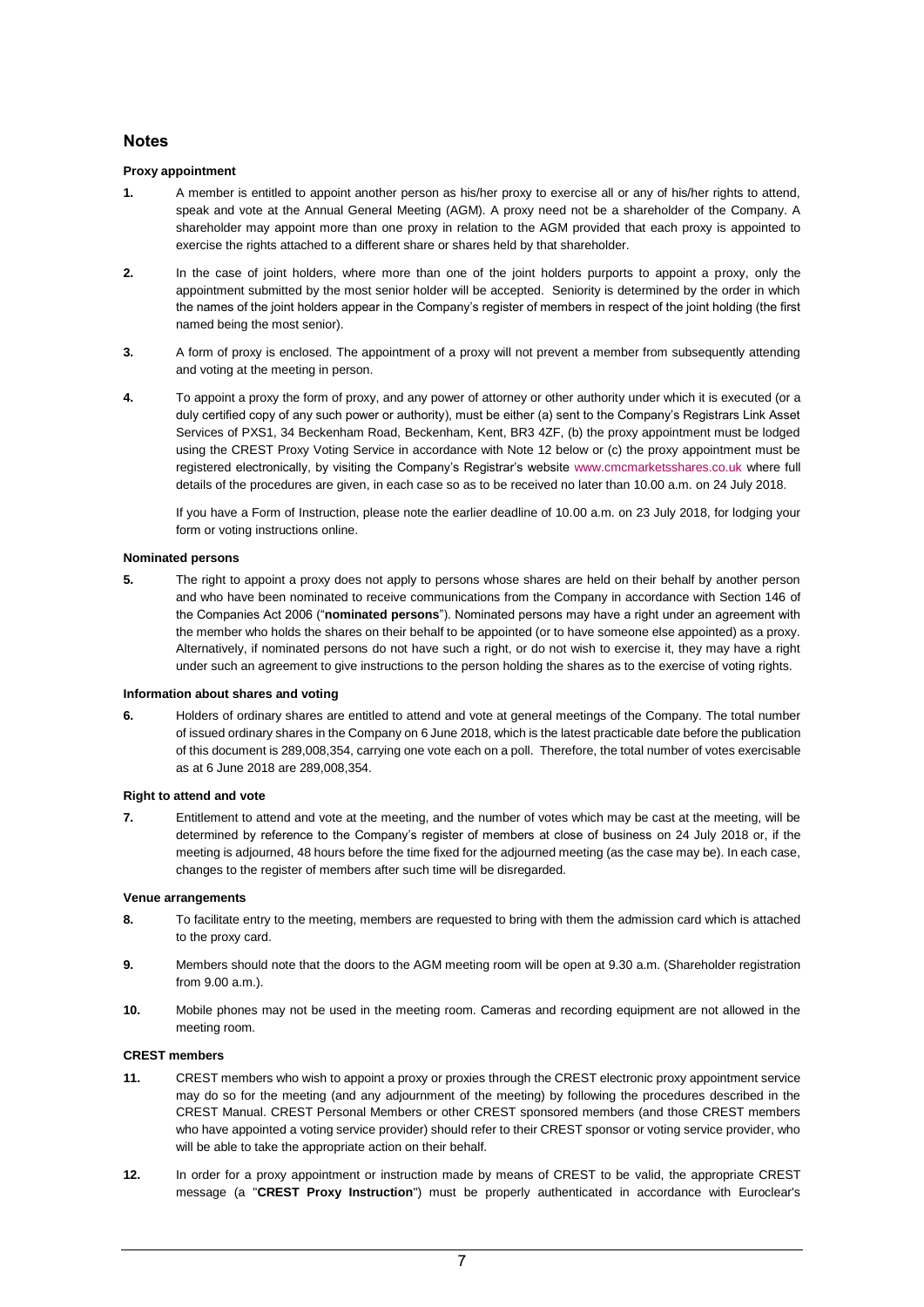## Notes

### Proxy appointment

1. A member is entitled to appoint another person as his/her proxy to exercise all or any of his/her rights to attend, speak and vote at the Annual General Meeting (AGM). A proxy need not be a shareholder of the Company. A shareholder may appoint more than one proxy in relation to the AGM provided that each proxy is appointed to exercise the rights attached to a different share or shares held by that shareholder.

2. In the case of joint holders, where more than one of the joint holders purports to appoint a proxy, only the appointment submitted by the most senior holder will be accepted. Seniority is determined by the order in which the names of the joint holders appear in the Company's register of members in respect of the joint holding (the first named being the most senior).

3. A form of proxy is enclosed. The appointment of a proxy will not prevent a member from subsequently attending and voting at the meeting in person.

4. To appoint a proxy the form of proxy, and any power of attorney or other authority under which it is executed (or a duly certified copy of any such power or authority), must be either (a) sent to the Company's Registrars Link Asset Services of PXS1, 34 Beckenham Road, Beckenham, Kent, BR3 4ZF, (b) the proxy appointment must be lodged using the CREST Proxy Voting Service in accordance with Note 12 below or (c) the proxy appointment must be registered electronically, by visiting the Company's Registrar's website www.cmcmarketsshares.co.uk where full details of the procedures are given, in each case so as to be received no later than 10.00 a.m. on 24 July 2018.

   If you have a Form of Instruction, please note the earlier deadline of 10.00 a.m. on 23 July 2018, for lodging your form or voting instructions online.

### Nominated persons

5. The right to appoint a proxy does not apply to persons whose shares are held on their behalf by another person and who have been nominated to receive communications from the Company in accordance with Section 146 of the Companies Act 2006 ("**nominated persons**"). Nominated persons may have a right under an agreement with the member who holds the shares on their behalf to be appointed (or to have someone else appointed) as a proxy. Alternatively, if nominated persons do not have such a right, or do not wish to exercise it, they may have a right under such an agreement to give instructions to the person holding the shares as to the exercise of voting rights.

### Information about shares and voting

6. Holders of ordinary shares are entitled to attend and vote at general meetings of the Company. The total number of issued ordinary shares in the Company on 6 June 2018, which is the latest practicable date before the publication of this document is 289,008,354, carrying one vote each on a poll. Therefore, the total number of votes exercisable as at 6 June 2018 are 289,008,354.

### Right to attend and vote

7. Entitlement to attend and vote at the meeting, and the number of votes which may be cast at the meeting, will be determined by reference to the Company's register of members at close of business on 24 July 2018 or, if the meeting is adjourned, 48 hours before the time fixed for the adjourned meeting (as the case may be). In each case, changes to the register of members after such time will be disregarded.

### Venue arrangements

8. To facilitate entry to the meeting, members are requested to bring with them the admission card which is attached to the proxy card.

9. Members should note that the doors to the AGM meeting room will be open at 9.30 a.m. (Shareholder registration from 9.00 a.m.).

10. Mobile phones may not be used in the meeting room. Cameras and recording equipment are not allowed in the meeting room.

### CREST members

11. CREST members who wish to appoint a proxy or proxies through the CREST electronic proxy appointment service may do so for the meeting (and any adjournment of the meeting) by following the procedures described in the CREST Manual. CREST Personal Members or other CREST sponsored members (and those CREST members who have appointed a voting service provider) should refer to their CREST sponsor or voting service provider, who will be able to take the appropriate action on their behalf.

12. In order for a proxy appointment or instruction made by means of CREST to be valid, the appropriate CREST message (a "**CREST Proxy Instruction**") must be properly authenticated in accordance with Euroclear's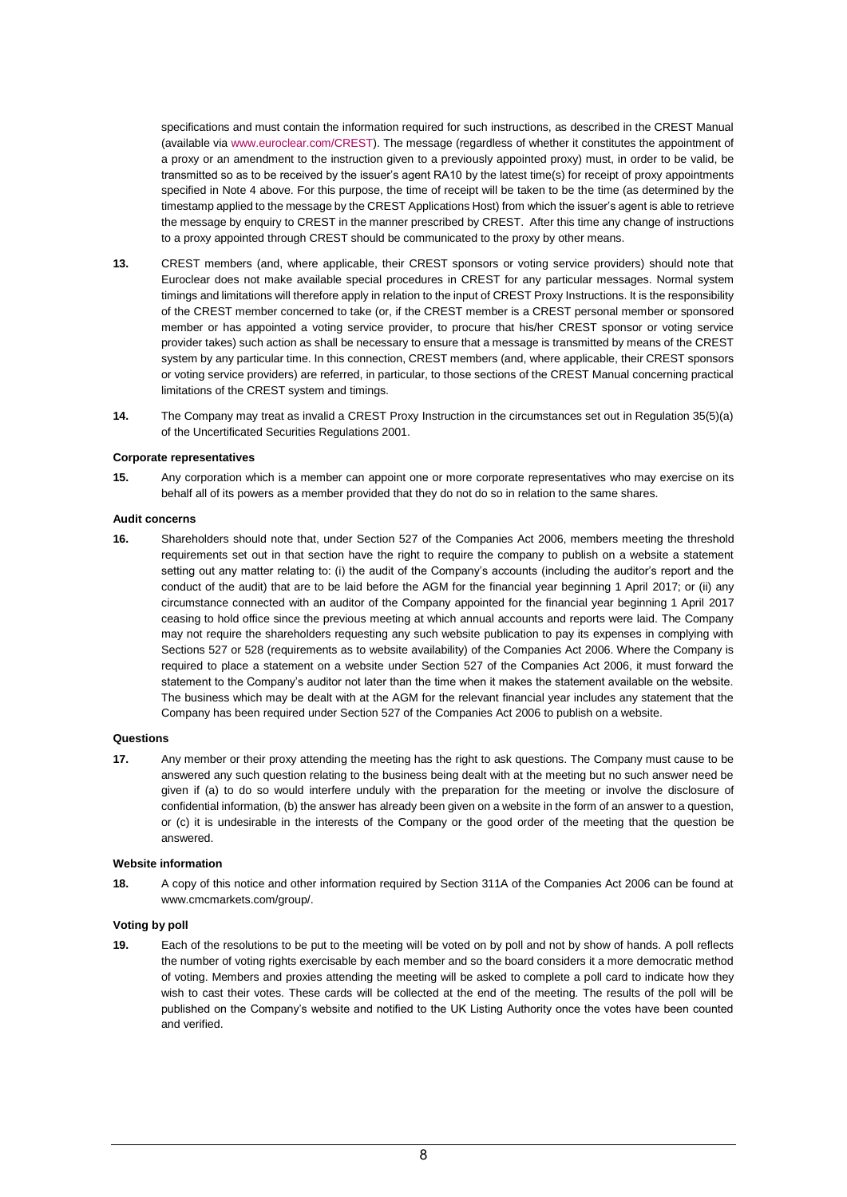specifications and must contain the information required for such instructions, as described in the CREST Manual (available via www.euroclear.com/CREST). The message (regardless of whether it constitutes the appointment of a proxy or an amendment to the instruction given to a previously appointed proxy) must, in order to be valid, be transmitted so as to be received by the issuer's agent RA10 by the latest time(s) for receipt of proxy appointments specified in Note 4 above. For this purpose, the time of receipt will be taken to be the time (as determined by the timestamp applied to the message by the CREST Applications Host) from which the issuer's agent is able to retrieve the message by enquiry to CREST in the manner prescribed by CREST. After this time any change of instructions to a proxy appointed through CREST should be communicated to the proxy by other means.

**13.** CREST members (and, where applicable, their CREST sponsors or voting service providers) should note that Euroclear does not make available special procedures in CREST for any particular messages. Normal system timings and limitations will therefore apply in relation to the input of CREST Proxy Instructions. It is the responsibility of the CREST member concerned to take (or, if the CREST member is a CREST personal member or sponsored member or has appointed a voting service provider, to procure that his/her CREST sponsor or voting service provider takes) such action as shall be necessary to ensure that a message is transmitted by means of the CREST system by any particular time. In this connection, CREST members (and, where applicable, their CREST sponsors or voting service providers) are referred, in particular, to those sections of the CREST Manual concerning practical limitations of the CREST system and timings.

**14.** The Company may treat as invalid a CREST Proxy Instruction in the circumstances set out in Regulation 35(5)(a) of the Uncertificated Securities Regulations 2001.

**Corporate representatives**

**15.** Any corporation which is a member can appoint one or more corporate representatives who may exercise on its behalf all of its powers as a member provided that they do not do so in relation to the same shares.

**Audit concerns**

**16.** Shareholders should note that, under Section 527 of the Companies Act 2006, members meeting the threshold requirements set out in that section have the right to require the company to publish on a website a statement setting out any matter relating to: (i) the audit of the Company's accounts (including the auditor's report and the conduct of the audit) that are to be laid before the AGM for the financial year beginning 1 April 2017; or (ii) any circumstance connected with an auditor of the Company appointed for the financial year beginning 1 April 2017 ceasing to hold office since the previous meeting at which annual accounts and reports were laid. The Company may not require the shareholders requesting any such website publication to pay its expenses in complying with Sections 527 or 528 (requirements as to website availability) of the Companies Act 2006. Where the Company is required to place a statement on a website under Section 527 of the Companies Act 2006, it must forward the statement to the Company's auditor not later than the time when it makes the statement available on the website. The business which may be dealt with at the AGM for the relevant financial year includes any statement that the Company has been required under Section 527 of the Companies Act 2006 to publish on a website.

**Questions**

**17.** Any member or their proxy attending the meeting has the right to ask questions. The Company must cause to be answered any such question relating to the business being dealt with at the meeting but no such answer need be given if (a) to do so would interfere unduly with the preparation for the meeting or involve the disclosure of confidential information, (b) the answer has already been given on a website in the form of an answer to a question, or (c) it is undesirable in the interests of the Company or the good order of the meeting that the question be answered.

**Website information**

**18.** A copy of this notice and other information required by Section 311A of the Companies Act 2006 can be found at www.cmcmarkets.com/group/.

**Voting by poll**

**19.** Each of the resolutions to be put to the meeting will be voted on by poll and not by show of hands. A poll reflects the number of voting rights exercisable by each member and so the board considers it a more democratic method of voting. Members and proxies attending the meeting will be asked to complete a poll card to indicate how they wish to cast their votes. These cards will be collected at the end of the meeting. The results of the poll will be published on the Company's website and notified to the UK Listing Authority once the votes have been counted and verified.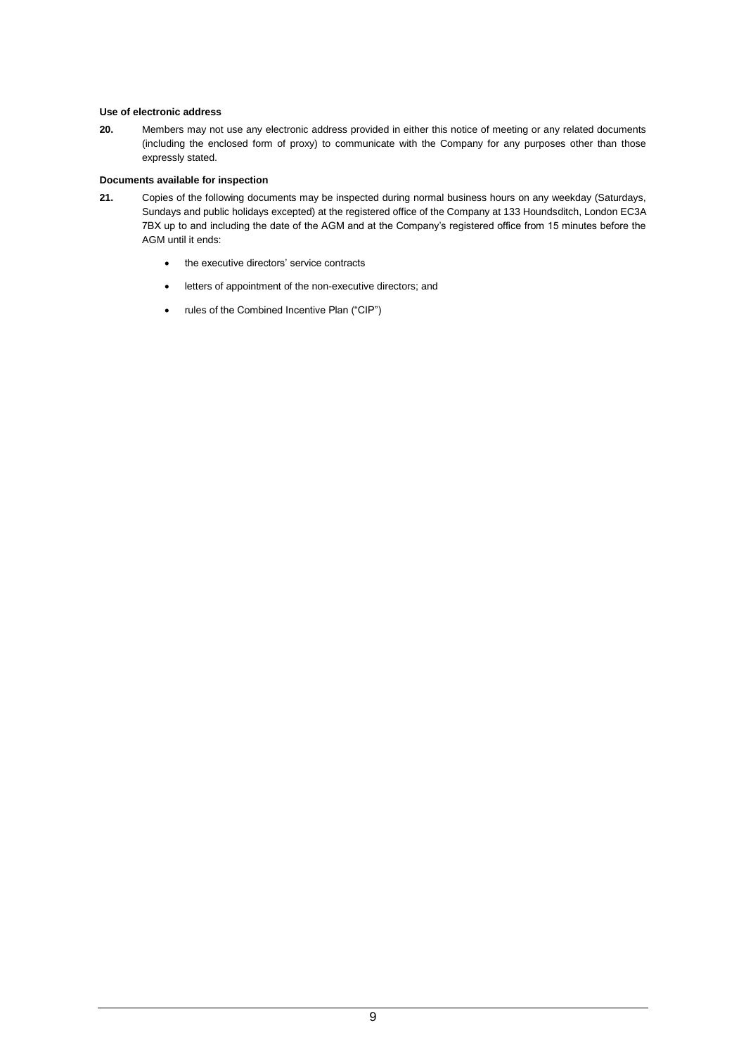**Use of electronic address**

**20.** Members may not use any electronic address provided in either this notice of meeting or any related documents (including the enclosed form of proxy) to communicate with the Company for any purposes other than those expressly stated.

**Documents available for inspection**

**21.** Copies of the following documents may be inspected during normal business hours on any weekday (Saturdays, Sundays and public holidays excepted) at the registered office of the Company at 133 Houndsditch, London EC3A 7BX up to and including the date of the AGM and at the Company's registered office from 15 minutes before the AGM until it ends:

- the executive directors' service contracts
- letters of appointment of the non-executive directors; and
- rules of the Combined Incentive Plan ("CIP")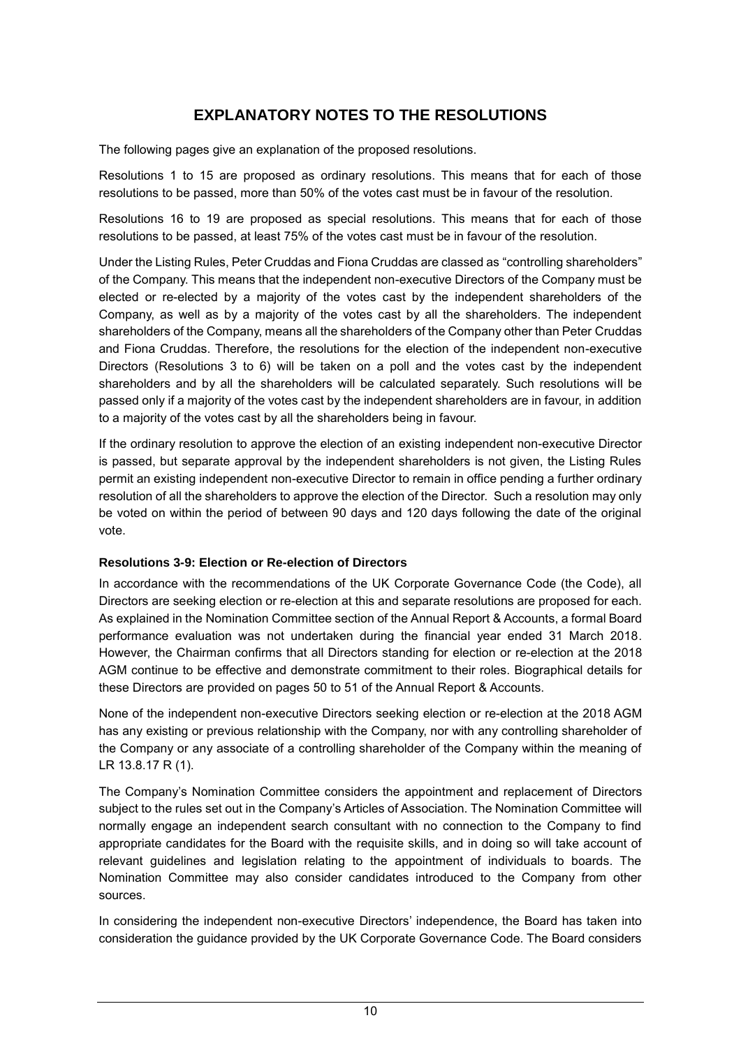# EXPLANATORY NOTES TO THE RESOLUTIONS

The following pages give an explanation of the proposed resolutions.

Resolutions 1 to 15 are proposed as ordinary resolutions. This means that for each of those resolutions to be passed, more than 50% of the votes cast must be in favour of the resolution.

Resolutions 16 to 19 are proposed as special resolutions. This means that for each of those resolutions to be passed, at least 75% of the votes cast must be in favour of the resolution.

Under the Listing Rules, Peter Cruddas and Fiona Cruddas are classed as "controlling shareholders" of the Company. This means that the independent non-executive Directors of the Company must be elected or re-elected by a majority of the votes cast by the independent shareholders of the Company, as well as by a majority of the votes cast by all the shareholders. The independent shareholders of the Company, means all the shareholders of the Company other than Peter Cruddas and Fiona Cruddas. Therefore, the resolutions for the election of the independent non-executive Directors (Resolutions 3 to 6) will be taken on a poll and the votes cast by the independent shareholders and by all the shareholders will be calculated separately. Such resolutions will be passed only if a majority of the votes cast by the independent shareholders are in favour, in addition to a majority of the votes cast by all the shareholders being in favour.

If the ordinary resolution to approve the election of an existing independent non-executive Director is passed, but separate approval by the independent shareholders is not given, the Listing Rules permit an existing independent non-executive Director to remain in office pending a further ordinary resolution of all the shareholders to approve the election of the Director. Such a resolution may only be voted on within the period of between 90 days and 120 days following the date of the original vote.

### Resolutions 3-9: Election or Re-election of Directors

In accordance with the recommendations of the UK Corporate Governance Code (the Code), all Directors are seeking election or re-election at this and separate resolutions are proposed for each. As explained in the Nomination Committee section of the Annual Report & Accounts, a formal Board performance evaluation was not undertaken during the financial year ended 31 March 2018. However, the Chairman confirms that all Directors standing for election or re-election at the 2018 AGM continue to be effective and demonstrate commitment to their roles. Biographical details for these Directors are provided on pages 50 to 51 of the Annual Report & Accounts.

None of the independent non-executive Directors seeking election or re-election at the 2018 AGM has any existing or previous relationship with the Company, nor with any controlling shareholder of the Company or any associate of a controlling shareholder of the Company within the meaning of LR 13.8.17 R (1).

The Company's Nomination Committee considers the appointment and replacement of Directors subject to the rules set out in the Company's Articles of Association. The Nomination Committee will normally engage an independent search consultant with no connection to the Company to find appropriate candidates for the Board with the requisite skills, and in doing so will take account of relevant guidelines and legislation relating to the appointment of individuals to boards. The Nomination Committee may also consider candidates introduced to the Company from other sources.

In considering the independent non-executive Directors' independence, the Board has taken into consideration the guidance provided by the UK Corporate Governance Code. The Board considers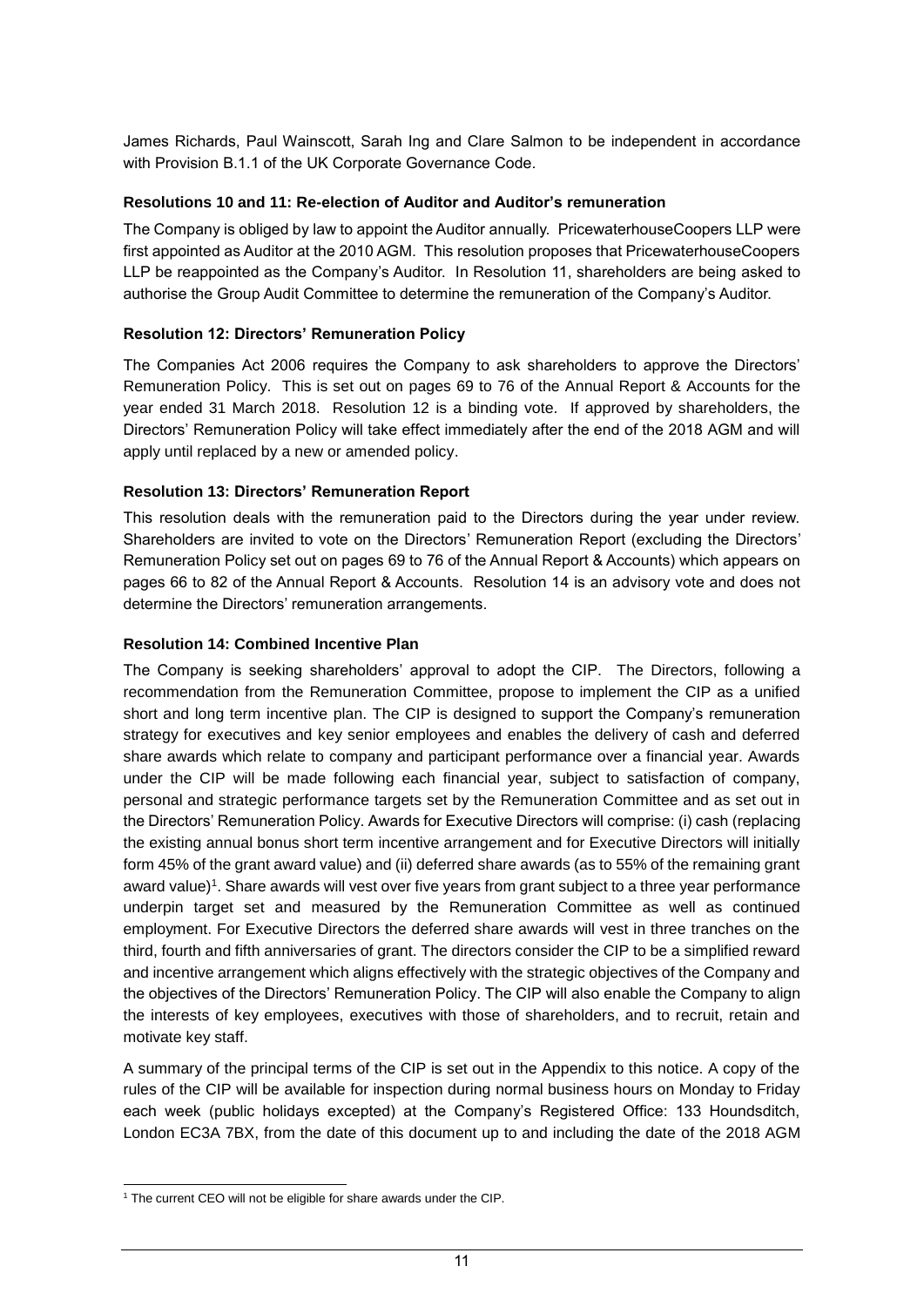James Richards, Paul Wainscott, Sarah Ing and Clare Salmon to be independent in accordance with Provision B.1.1 of the UK Corporate Governance Code.

**Resolutions 10 and 11: Re-election of Auditor and Auditor's remuneration**

The Company is obliged by law to appoint the Auditor annually. PricewaterhouseCoopers LLP were first appointed as Auditor at the 2010 AGM. This resolution proposes that PricewaterhouseCoopers LLP be reappointed as the Company's Auditor. In Resolution 11, shareholders are being asked to authorise the Group Audit Committee to determine the remuneration of the Company's Auditor.

**Resolution 12: Directors' Remuneration Policy**

The Companies Act 2006 requires the Company to ask shareholders to approve the Directors' Remuneration Policy. This is set out on pages 69 to 76 of the Annual Report & Accounts for the year ended 31 March 2018. Resolution 12 is a binding vote. If approved by shareholders, the Directors' Remuneration Policy will take effect immediately after the end of the 2018 AGM and will apply until replaced by a new or amended policy.

**Resolution 13: Directors' Remuneration Report**

This resolution deals with the remuneration paid to the Directors during the year under review. Shareholders are invited to vote on the Directors' Remuneration Report (excluding the Directors' Remuneration Policy set out on pages 69 to 76 of the Annual Report & Accounts) which appears on pages 66 to 82 of the Annual Report & Accounts. Resolution 14 is an advisory vote and does not determine the Directors' remuneration arrangements.

**Resolution 14: Combined Incentive Plan**

The Company is seeking shareholders' approval to adopt the CIP. The Directors, following a recommendation from the Remuneration Committee, propose to implement the CIP as a unified short and long term incentive plan. The CIP is designed to support the Company's remuneration strategy for executives and key senior employees and enables the delivery of cash and deferred share awards which relate to company and participant performance over a financial year. Awards under the CIP will be made following each financial year, subject to satisfaction of company, personal and strategic performance targets set by the Remuneration Committee and as set out in the Directors' Remuneration Policy. Awards for Executive Directors will comprise: (i) cash (replacing the existing annual bonus short term incentive arrangement and for Executive Directors will initially form 45% of the grant award value) and (ii) deferred share awards (as to 55% of the remaining grant award value)[1]. Share awards will vest over five years from grant subject to a three year performance underpin target set and measured by the Remuneration Committee as well as continued employment. For Executive Directors the deferred share awards will vest in three tranches on the third, fourth and fifth anniversaries of grant. The directors consider the CIP to be a simplified reward and incentive arrangement which aligns effectively with the strategic objectives of the Company and the objectives of the Directors' Remuneration Policy. The CIP will also enable the Company to align the interests of key employees, executives with those of shareholders, and to recruit, retain and motivate key staff.

A summary of the principal terms of the CIP is set out in the Appendix to this notice. A copy of the rules of the CIP will be available for inspection during normal business hours on Monday to Friday each week (public holidays excepted) at the Company's Registered Office: 133 Houndsditch, London EC3A 7BX, from the date of this document up to and including the date of the 2018 AGM

---

[1] The current CEO will not be eligible for share awards under the CIP.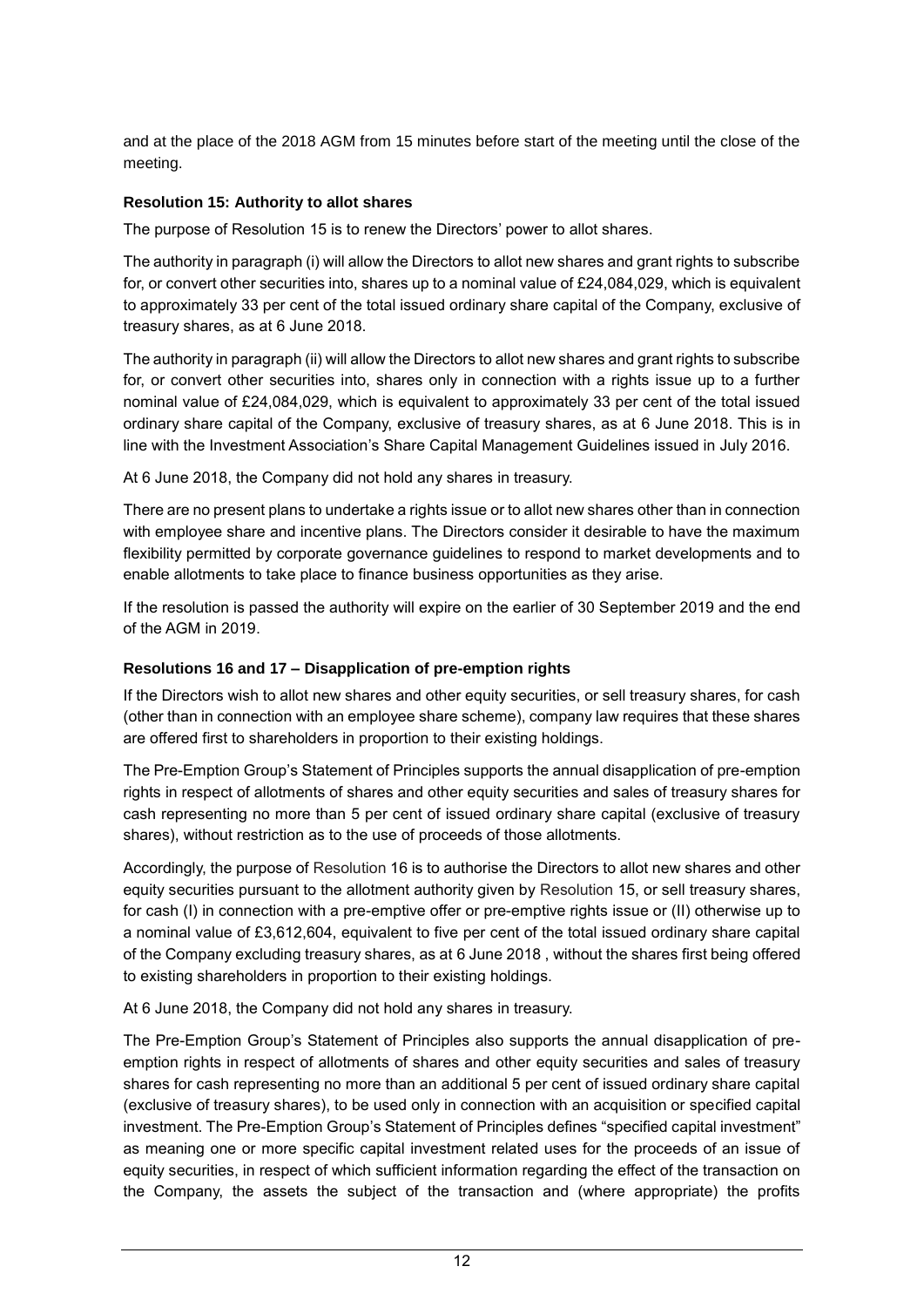and at the place of the 2018 AGM from 15 minutes before start of the meeting until the close of the meeting.

**Resolution 15: Authority to allot shares**

The purpose of Resolution 15 is to renew the Directors' power to allot shares.

The authority in paragraph (i) will allow the Directors to allot new shares and grant rights to subscribe for, or convert other securities into, shares up to a nominal value of £24,084,029, which is equivalent to approximately 33 per cent of the total issued ordinary share capital of the Company, exclusive of treasury shares, as at 6 June 2018.

The authority in paragraph (ii) will allow the Directors to allot new shares and grant rights to subscribe for, or convert other securities into, shares only in connection with a rights issue up to a further nominal value of £24,084,029, which is equivalent to approximately 33 per cent of the total issued ordinary share capital of the Company, exclusive of treasury shares, as at 6 June 2018. This is in line with the Investment Association's Share Capital Management Guidelines issued in July 2016.

At 6 June 2018, the Company did not hold any shares in treasury.

There are no present plans to undertake a rights issue or to allot new shares other than in connection with employee share and incentive plans. The Directors consider it desirable to have the maximum flexibility permitted by corporate governance guidelines to respond to market developments and to enable allotments to take place to finance business opportunities as they arise.

If the resolution is passed the authority will expire on the earlier of 30 September 2019 and the end of the AGM in 2019.

**Resolutions 16 and 17 – Disapplication of pre-emption rights**

If the Directors wish to allot new shares and other equity securities, or sell treasury shares, for cash (other than in connection with an employee share scheme), company law requires that these shares are offered first to shareholders in proportion to their existing holdings.

The Pre-Emption Group's Statement of Principles supports the annual disapplication of pre-emption rights in respect of allotments of shares and other equity securities and sales of treasury shares for cash representing no more than 5 per cent of issued ordinary share capital (exclusive of treasury shares), without restriction as to the use of proceeds of those allotments.

Accordingly, the purpose of Resolution 16 is to authorise the Directors to allot new shares and other equity securities pursuant to the allotment authority given by Resolution 15, or sell treasury shares, for cash (I) in connection with a pre-emptive offer or pre-emptive rights issue or (II) otherwise up to a nominal value of £3,612,604, equivalent to five per cent of the total issued ordinary share capital of the Company excluding treasury shares, as at 6 June 2018 , without the shares first being offered to existing shareholders in proportion to their existing holdings.

At 6 June 2018, the Company did not hold any shares in treasury.

The Pre-Emption Group's Statement of Principles also supports the annual disapplication of pre-emption rights in respect of allotments of shares and other equity securities and sales of treasury shares for cash representing no more than an additional 5 per cent of issued ordinary share capital (exclusive of treasury shares), to be used only in connection with an acquisition or specified capital investment. The Pre-Emption Group's Statement of Principles defines "specified capital investment" as meaning one or more specific capital investment related uses for the proceeds of an issue of equity securities, in respect of which sufficient information regarding the effect of the transaction on the Company, the assets the subject of the transaction and (where appropriate) the profits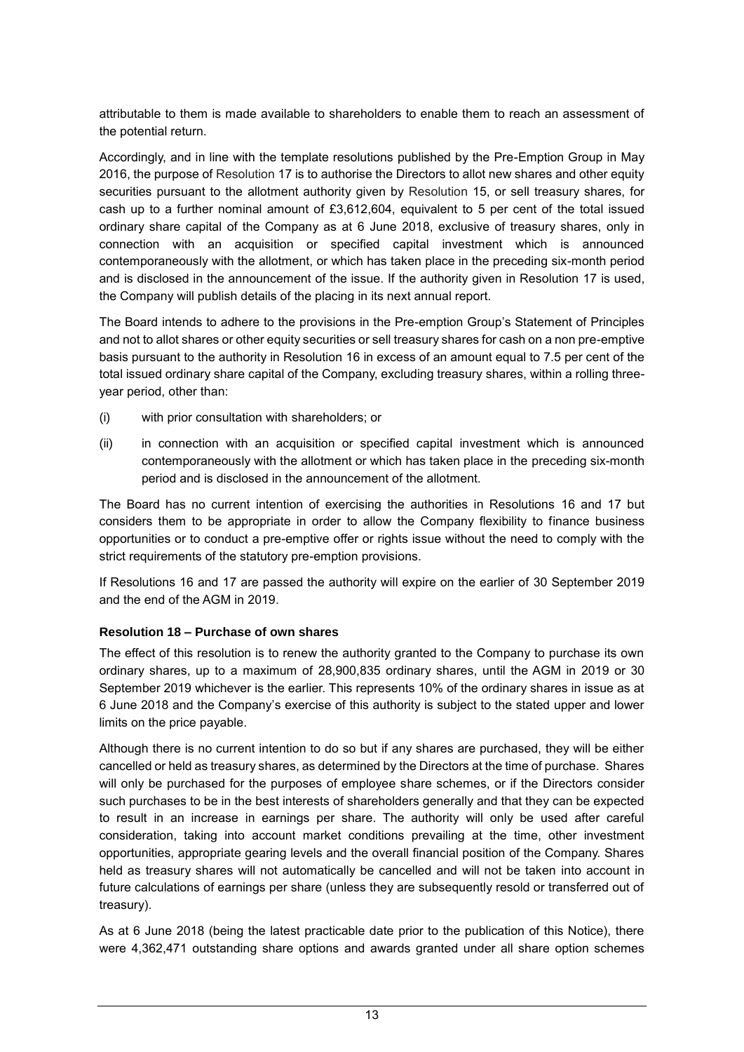attributable to them is made available to shareholders to enable them to reach an assessment of the potential return.

Accordingly, and in line with the template resolutions published by the Pre-Emption Group in May 2016, the purpose of Resolution 17 is to authorise the Directors to allot new shares and other equity securities pursuant to the allotment authority given by Resolution 15, or sell treasury shares, for cash up to a further nominal amount of £3,612,604, equivalent to 5 per cent of the total issued ordinary share capital of the Company as at 6 June 2018, exclusive of treasury shares, only in connection with an acquisition or specified capital investment which is announced contemporaneously with the allotment, or which has taken place in the preceding six-month period and is disclosed in the announcement of the issue. If the authority given in Resolution 17 is used, the Company will publish details of the placing in its next annual report.

The Board intends to adhere to the provisions in the Pre-emption Group's Statement of Principles and not to allot shares or other equity securities or sell treasury shares for cash on a non pre-emptive basis pursuant to the authority in Resolution 16 in excess of an amount equal to 7.5 per cent of the total issued ordinary share capital of the Company, excluding treasury shares, within a rolling three-year period, other than:

(i) with prior consultation with shareholders; or

(ii) in connection with an acquisition or specified capital investment which is announced contemporaneously with the allotment or which has taken place in the preceding six-month period and is disclosed in the announcement of the allotment.

The Board has no current intention of exercising the authorities in Resolutions 16 and 17 but considers them to be appropriate in order to allow the Company flexibility to finance business opportunities or to conduct a pre-emptive offer or rights issue without the need to comply with the strict requirements of the statutory pre-emption provisions.

If Resolutions 16 and 17 are passed the authority will expire on the earlier of 30 September 2019 and the end of the AGM in 2019.

**Resolution 18 – Purchase of own shares**

The effect of this resolution is to renew the authority granted to the Company to purchase its own ordinary shares, up to a maximum of 28,900,835 ordinary shares, until the AGM in 2019 or 30 September 2019 whichever is the earlier. This represents 10% of the ordinary shares in issue as at 6 June 2018 and the Company's exercise of this authority is subject to the stated upper and lower limits on the price payable.

Although there is no current intention to do so but if any shares are purchased, they will be either cancelled or held as treasury shares, as determined by the Directors at the time of purchase. Shares will only be purchased for the purposes of employee share schemes, or if the Directors consider such purchases to be in the best interests of shareholders generally and that they can be expected to result in an increase in earnings per share. The authority will only be used after careful consideration, taking into account market conditions prevailing at the time, other investment opportunities, appropriate gearing levels and the overall financial position of the Company. Shares held as treasury shares will not automatically be cancelled and will not be taken into account in future calculations of earnings per share (unless they are subsequently resold or transferred out of treasury).

As at 6 June 2018 (being the latest practicable date prior to the publication of this Notice), there were 4,362,471 outstanding share options and awards granted under all share option schemes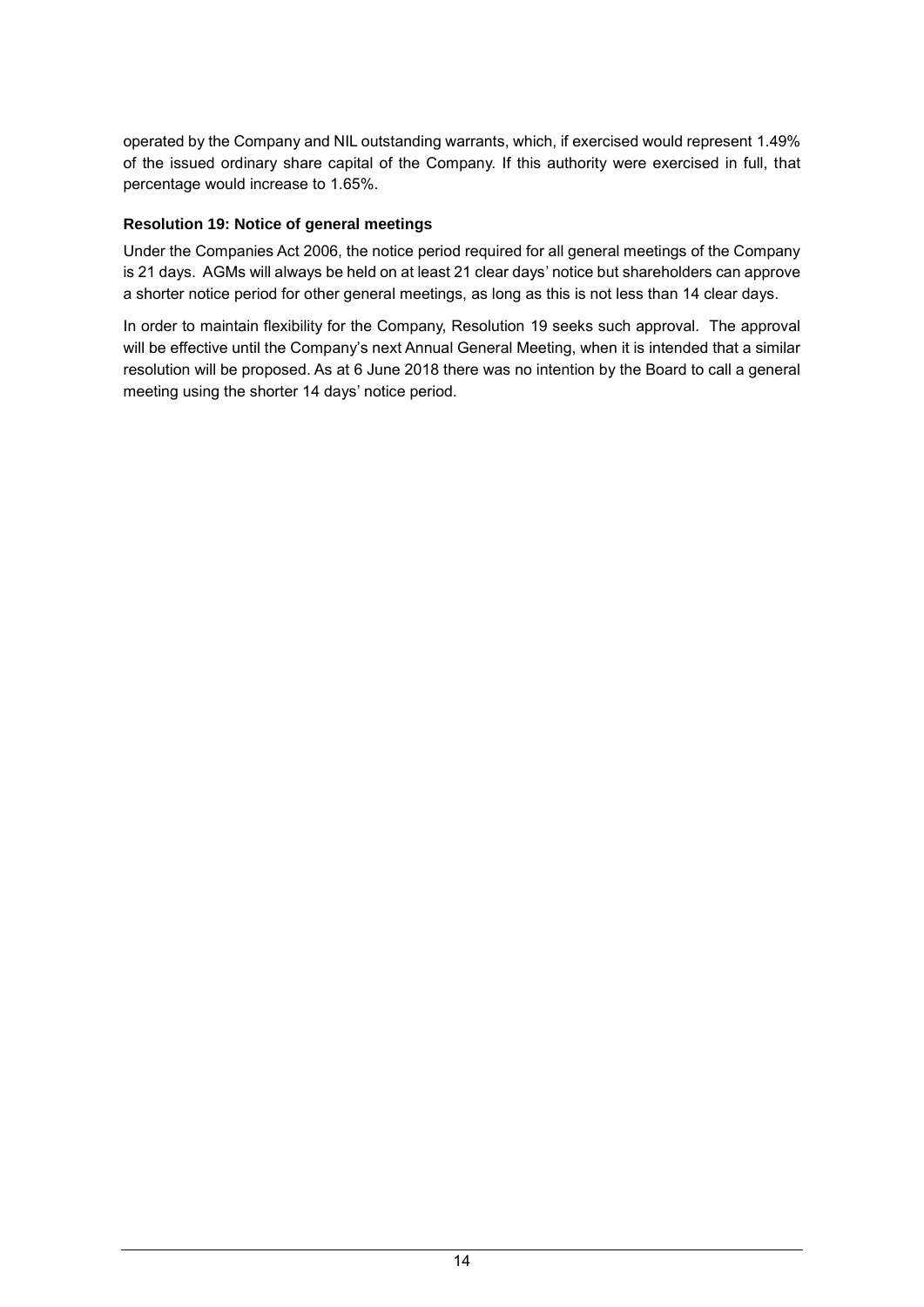operated by the Company and NIL outstanding warrants, which, if exercised would represent 1.49% of the issued ordinary share capital of the Company. If this authority were exercised in full, that percentage would increase to 1.65%.

**Resolution 19: Notice of general meetings**

Under the Companies Act 2006, the notice period required for all general meetings of the Company is 21 days. AGMs will always be held on at least 21 clear days' notice but shareholders can approve a shorter notice period for other general meetings, as long as this is not less than 14 clear days.

In order to maintain flexibility for the Company, Resolution 19 seeks such approval. The approval will be effective until the Company's next Annual General Meeting, when it is intended that a similar resolution will be proposed. As at 6 June 2018 there was no intention by the Board to call a general meeting using the shorter 14 days' notice period.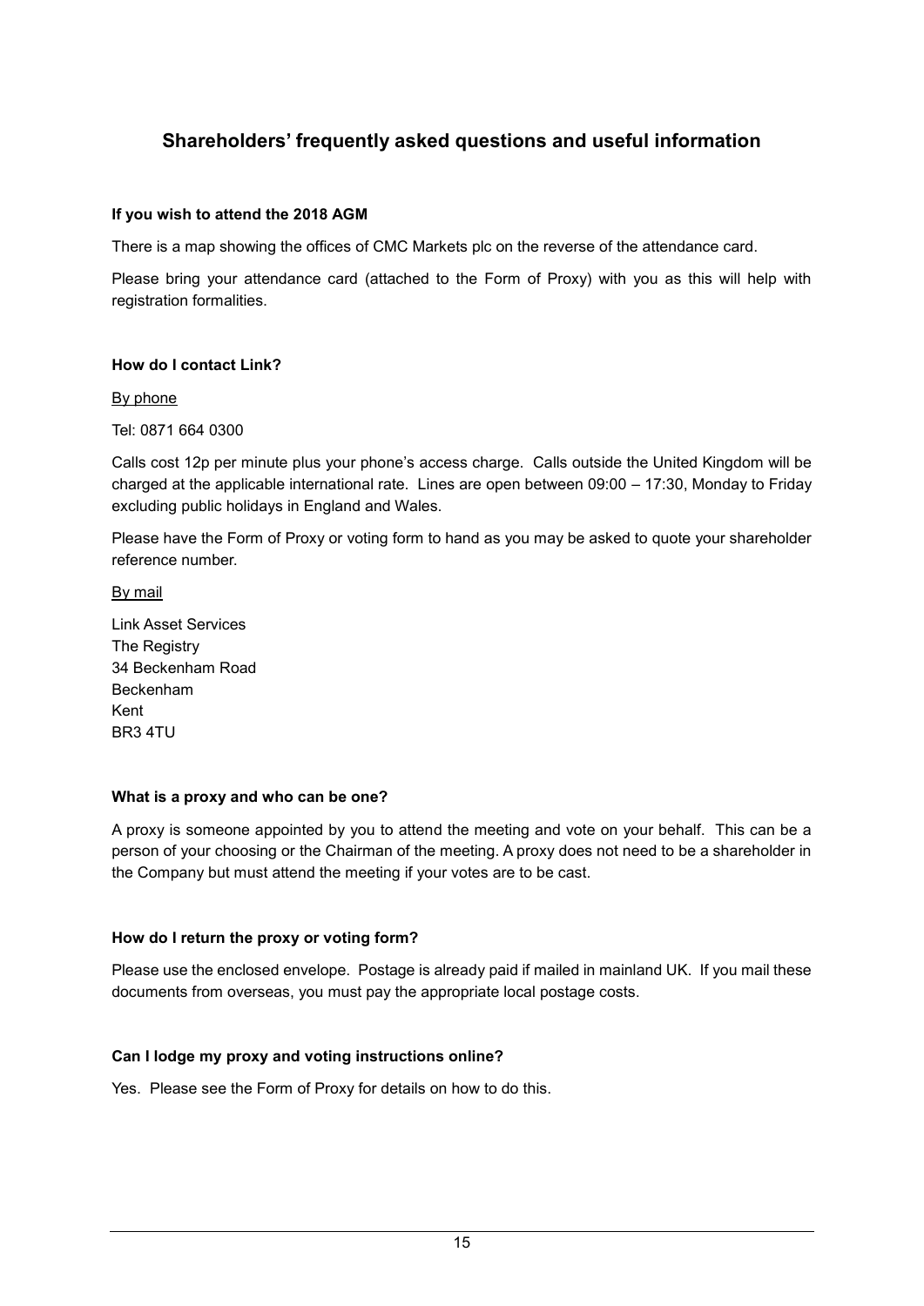## Shareholders' frequently asked questions and useful information

**If you wish to attend the 2018 AGM**

There is a map showing the offices of CMC Markets plc on the reverse of the attendance card.

Please bring your attendance card (attached to the Form of Proxy) with you as this will help with registration formalities.

**How do I contact Link?**

By phone

Tel: 0871 664 0300

Calls cost 12p per minute plus your phone's access charge. Calls outside the United Kingdom will be charged at the applicable international rate. Lines are open between 09:00 – 17:30, Monday to Friday excluding public holidays in England and Wales.

Please have the Form of Proxy or voting form to hand as you may be asked to quote your shareholder reference number.

By mail

Link Asset Services
The Registry
34 Beckenham Road
Beckenham
Kent
BR3 4TU

**What is a proxy and who can be one?**

A proxy is someone appointed by you to attend the meeting and vote on your behalf. This can be a person of your choosing or the Chairman of the meeting. A proxy does not need to be a shareholder in the Company but must attend the meeting if your votes are to be cast.

**How do I return the proxy or voting form?**

Please use the enclosed envelope. Postage is already paid if mailed in mainland UK. If you mail these documents from overseas, you must pay the appropriate local postage costs.

**Can I lodge my proxy and voting instructions online?**

Yes. Please see the Form of Proxy for details on how to do this.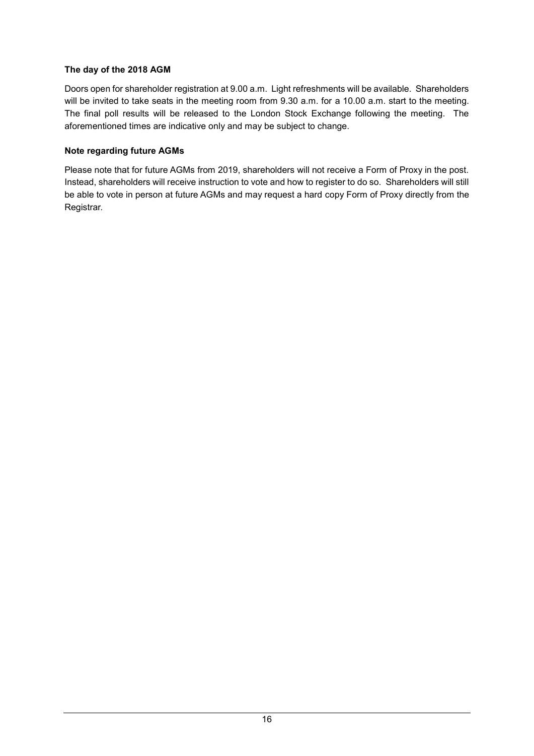**The day of the 2018 AGM**

Doors open for shareholder registration at 9.00 a.m. Light refreshments will be available. Shareholders will be invited to take seats in the meeting room from 9.30 a.m. for a 10.00 a.m. start to the meeting. The final poll results will be released to the London Stock Exchange following the meeting. The aforementioned times are indicative only and may be subject to change.

**Note regarding future AGMs**

Please note that for future AGMs from 2019, shareholders will not receive a Form of Proxy in the post. Instead, shareholders will receive instruction to vote and how to register to do so. Shareholders will still be able to vote in person at future AGMs and may request a hard copy Form of Proxy directly from the Registrar.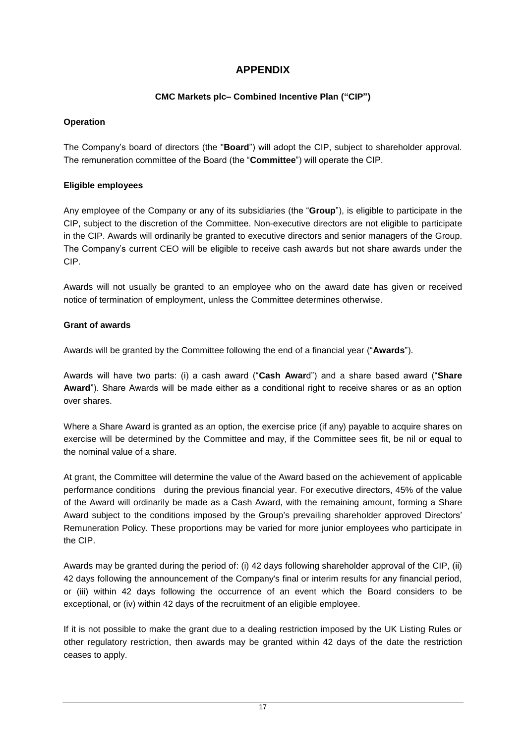# APPENDIX

## CMC Markets plc– Combined Incentive Plan ("CIP")

### Operation

The Company's board of directors (the "**Board**") will adopt the CIP, subject to shareholder approval. The remuneration committee of the Board (the "**Committee**") will operate the CIP.

### Eligible employees

Any employee of the Company or any of its subsidiaries (the "**Group**"), is eligible to participate in the CIP, subject to the discretion of the Committee. Non-executive directors are not eligible to participate in the CIP. Awards will ordinarily be granted to executive directors and senior managers of the Group. The Company's current CEO will be eligible to receive cash awards but not share awards under the CIP.

Awards will not usually be granted to an employee who on the award date has given or received notice of termination of employment, unless the Committee determines otherwise.

### Grant of awards

Awards will be granted by the Committee following the end of a financial year ("**Awards**").

Awards will have two parts: (i) a cash award ("**Cash Award**") and a share based award ("**Share Award**"). Share Awards will be made either as a conditional right to receive shares or as an option over shares.

Where a Share Award is granted as an option, the exercise price (if any) payable to acquire shares on exercise will be determined by the Committee and may, if the Committee sees fit, be nil or equal to the nominal value of a share.

At grant, the Committee will determine the value of the Award based on the achievement of applicable performance conditions during the previous financial year. For executive directors, 45% of the value of the Award will ordinarily be made as a Cash Award, with the remaining amount, forming a Share Award subject to the conditions imposed by the Group's prevailing shareholder approved Directors' Remuneration Policy. These proportions may be varied for more junior employees who participate in the CIP.

Awards may be granted during the period of: (i) 42 days following shareholder approval of the CIP, (ii) 42 days following the announcement of the Company's final or interim results for any financial period, or (iii) within 42 days following the occurrence of an event which the Board considers to be exceptional, or (iv) within 42 days of the recruitment of an eligible employee.

If it is not possible to make the grant due to a dealing restriction imposed by the UK Listing Rules or other regulatory restriction, then awards may be granted within 42 days of the date the restriction ceases to apply.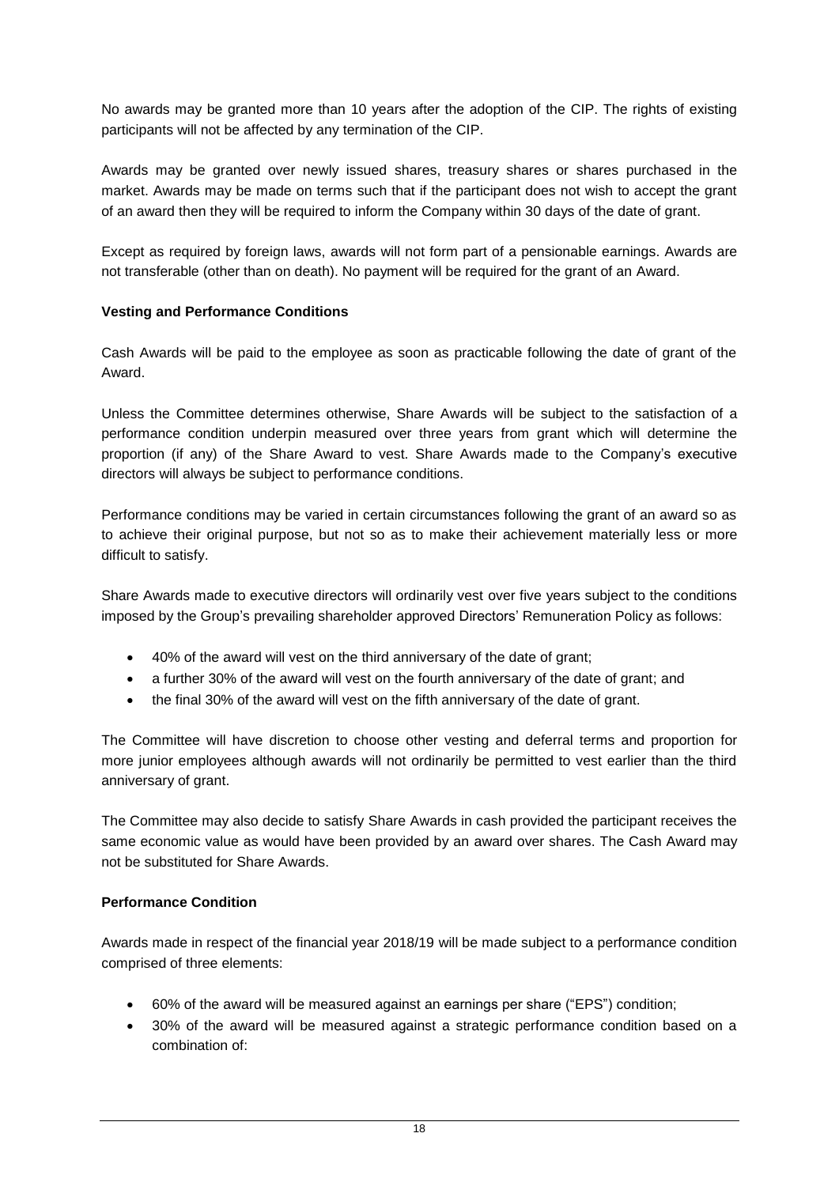No awards may be granted more than 10 years after the adoption of the CIP. The rights of existing participants will not be affected by any termination of the CIP.

Awards may be granted over newly issued shares, treasury shares or shares purchased in the market. Awards may be made on terms such that if the participant does not wish to accept the grant of an award then they will be required to inform the Company within 30 days of the date of grant.

Except as required by foreign laws, awards will not form part of a pensionable earnings. Awards are not transferable (other than on death). No payment will be required for the grant of an Award.

**Vesting and Performance Conditions**

Cash Awards will be paid to the employee as soon as practicable following the date of grant of the Award.

Unless the Committee determines otherwise, Share Awards will be subject to the satisfaction of a performance condition underpin measured over three years from grant which will determine the proportion (if any) of the Share Award to vest. Share Awards made to the Company's executive directors will always be subject to performance conditions.

Performance conditions may be varied in certain circumstances following the grant of an award so as to achieve their original purpose, but not so as to make their achievement materially less or more difficult to satisfy.

Share Awards made to executive directors will ordinarily vest over five years subject to the conditions imposed by the Group's prevailing shareholder approved Directors' Remuneration Policy as follows:

- 40% of the award will vest on the third anniversary of the date of grant;
- a further 30% of the award will vest on the fourth anniversary of the date of grant; and
- the final 30% of the award will vest on the fifth anniversary of the date of grant.

The Committee will have discretion to choose other vesting and deferral terms and proportion for more junior employees although awards will not ordinarily be permitted to vest earlier than the third anniversary of grant.

The Committee may also decide to satisfy Share Awards in cash provided the participant receives the same economic value as would have been provided by an award over shares. The Cash Award may not be substituted for Share Awards.

**Performance Condition**

Awards made in respect of the financial year 2018/19 will be made subject to a performance condition comprised of three elements:

- 60% of the award will be measured against an earnings per share ("EPS") condition;
- 30% of the award will be measured against a strategic performance condition based on a combination of: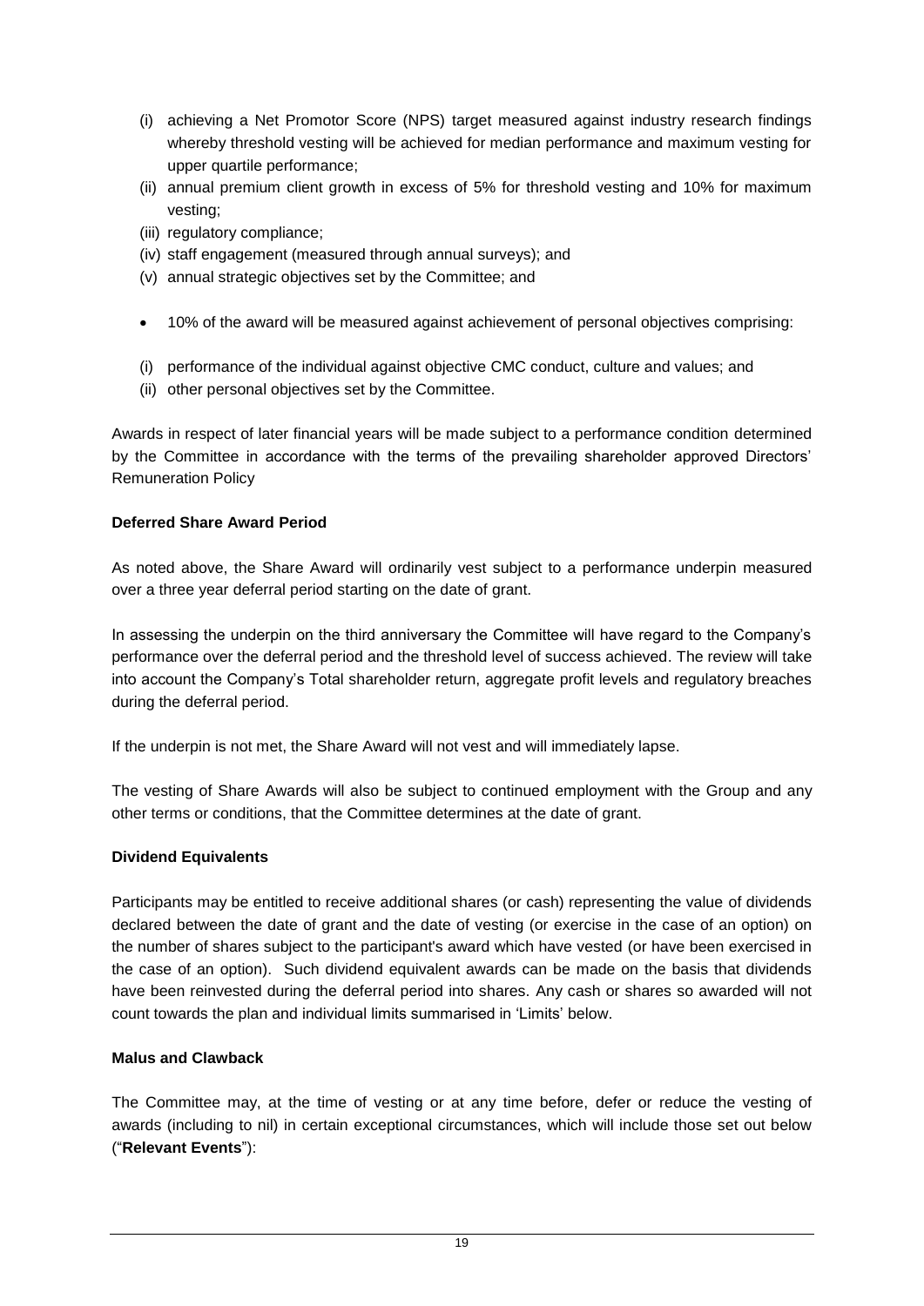(i) achieving a Net Promotor Score (NPS) target measured against industry research findings whereby threshold vesting will be achieved for median performance and maximum vesting for upper quartile performance;
(ii) annual premium client growth in excess of 5% for threshold vesting and 10% for maximum vesting;
(iii) regulatory compliance;
(iv) staff engagement (measured through annual surveys); and
(v) annual strategic objectives set by the Committee; and

- 10% of the award will be measured against achievement of personal objectives comprising:

(i) performance of the individual against objective CMC conduct, culture and values; and
(ii) other personal objectives set by the Committee.

Awards in respect of later financial years will be made subject to a performance condition determined by the Committee in accordance with the terms of the prevailing shareholder approved Directors' Remuneration Policy

**Deferred Share Award Period**

As noted above, the Share Award will ordinarily vest subject to a performance underpin measured over a three year deferral period starting on the date of grant.

In assessing the underpin on the third anniversary the Committee will have regard to the Company's performance over the deferral period and the threshold level of success achieved. The review will take into account the Company's Total shareholder return, aggregate profit levels and regulatory breaches during the deferral period.

If the underpin is not met, the Share Award will not vest and will immediately lapse.

The vesting of Share Awards will also be subject to continued employment with the Group and any other terms or conditions, that the Committee determines at the date of grant.

**Dividend Equivalents**

Participants may be entitled to receive additional shares (or cash) representing the value of dividends declared between the date of grant and the date of vesting (or exercise in the case of an option) on the number of shares subject to the participant's award which have vested (or have been exercised in the case of an option). Such dividend equivalent awards can be made on the basis that dividends have been reinvested during the deferral period into shares. Any cash or shares so awarded will not count towards the plan and individual limits summarised in 'Limits' below.

**Malus and Clawback**

The Committee may, at the time of vesting or at any time before, defer or reduce the vesting of awards (including to nil) in certain exceptional circumstances, which will include those set out below ("**Relevant Events**"):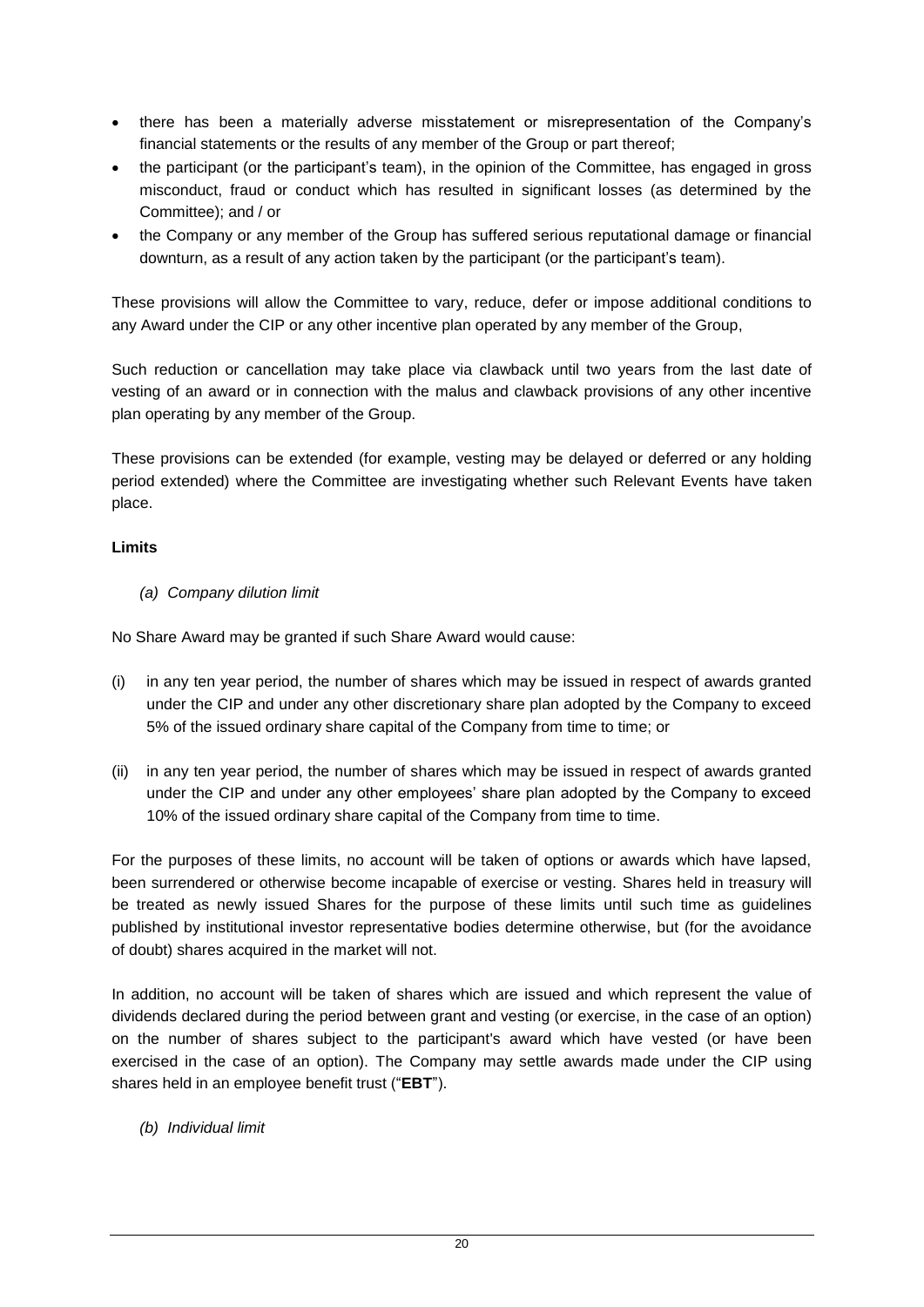- there has been a materially adverse misstatement or misrepresentation of the Company's financial statements or the results of any member of the Group or part thereof;
- the participant (or the participant's team), in the opinion of the Committee, has engaged in gross misconduct, fraud or conduct which has resulted in significant losses (as determined by the Committee); and / or
- the Company or any member of the Group has suffered serious reputational damage or financial downturn, as a result of any action taken by the participant (or the participant's team).

These provisions will allow the Committee to vary, reduce, defer or impose additional conditions to any Award under the CIP or any other incentive plan operated by any member of the Group,

Such reduction or cancellation may take place via clawback until two years from the last date of vesting of an award or in connection with the malus and clawback provisions of any other incentive plan operating by any member of the Group.

These provisions can be extended (for example, vesting may be delayed or deferred or any holding period extended) where the Committee are investigating whether such Relevant Events have taken place.

**Limits**

*(a) Company dilution limit*

No Share Award may be granted if such Share Award would cause:

(i) in any ten year period, the number of shares which may be issued in respect of awards granted under the CIP and under any other discretionary share plan adopted by the Company to exceed 5% of the issued ordinary share capital of the Company from time to time; or

(ii) in any ten year period, the number of shares which may be issued in respect of awards granted under the CIP and under any other employees' share plan adopted by the Company to exceed 10% of the issued ordinary share capital of the Company from time to time.

For the purposes of these limits, no account will be taken of options or awards which have lapsed, been surrendered or otherwise become incapable of exercise or vesting. Shares held in treasury will be treated as newly issued Shares for the purpose of these limits until such time as guidelines published by institutional investor representative bodies determine otherwise, but (for the avoidance of doubt) shares acquired in the market will not.

In addition, no account will be taken of shares which are issued and which represent the value of dividends declared during the period between grant and vesting (or exercise, in the case of an option) on the number of shares subject to the participant's award which have vested (or have been exercised in the case of an option). The Company may settle awards made under the CIP using shares held in an employee benefit trust ("**EBT**").

*(b) Individual limit*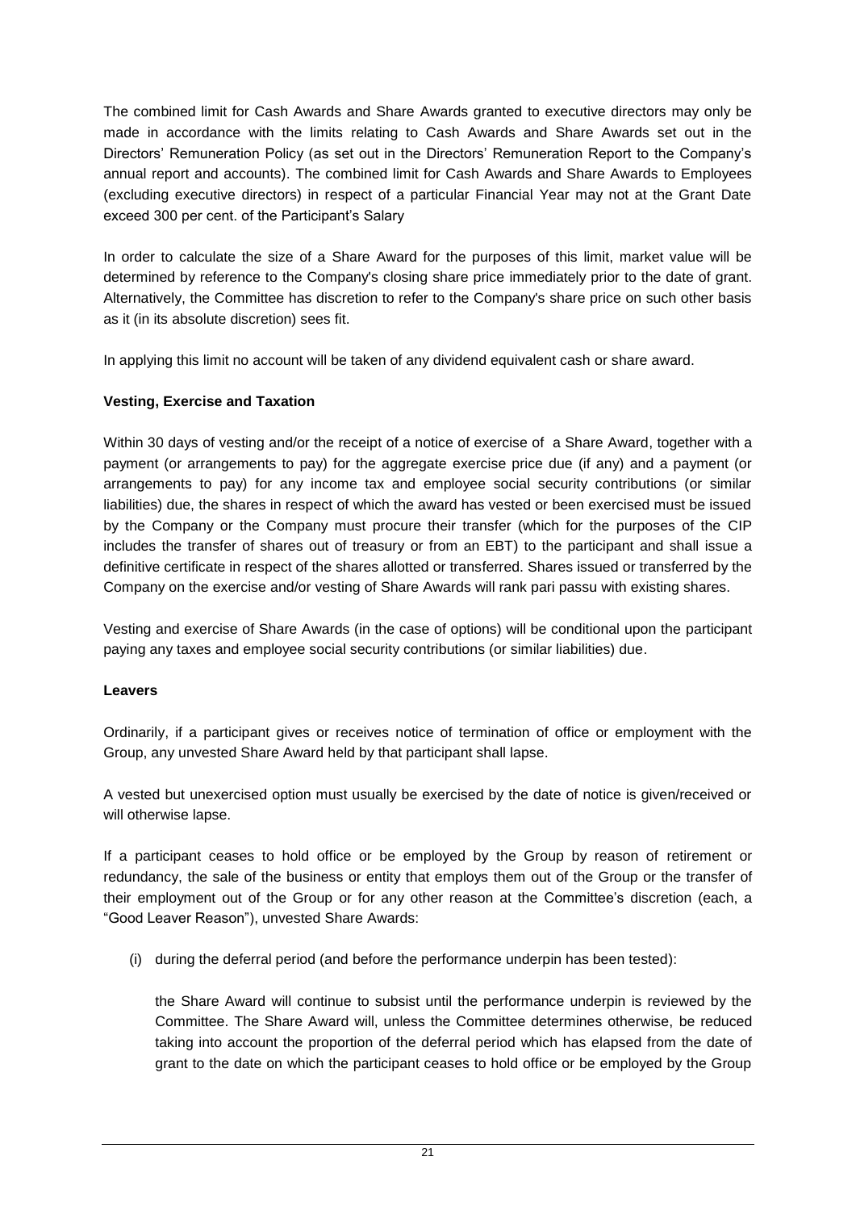The combined limit for Cash Awards and Share Awards granted to executive directors may only be made in accordance with the limits relating to Cash Awards and Share Awards set out in the Directors' Remuneration Policy (as set out in the Directors' Remuneration Report to the Company's annual report and accounts). The combined limit for Cash Awards and Share Awards to Employees (excluding executive directors) in respect of a particular Financial Year may not at the Grant Date exceed 300 per cent. of the Participant's Salary

In order to calculate the size of a Share Award for the purposes of this limit, market value will be determined by reference to the Company's closing share price immediately prior to the date of grant. Alternatively, the Committee has discretion to refer to the Company's share price on such other basis as it (in its absolute discretion) sees fit.

In applying this limit no account will be taken of any dividend equivalent cash or share award.

**Vesting, Exercise and Taxation**

Within 30 days of vesting and/or the receipt of a notice of exercise of a Share Award, together with a payment (or arrangements to pay) for the aggregate exercise price due (if any) and a payment (or arrangements to pay) for any income tax and employee social security contributions (or similar liabilities) due, the shares in respect of which the award has vested or been exercised must be issued by the Company or the Company must procure their transfer (which for the purposes of the CIP includes the transfer of shares out of treasury or from an EBT) to the participant and shall issue a definitive certificate in respect of the shares allotted or transferred. Shares issued or transferred by the Company on the exercise and/or vesting of Share Awards will rank pari passu with existing shares.

Vesting and exercise of Share Awards (in the case of options) will be conditional upon the participant paying any taxes and employee social security contributions (or similar liabilities) due.

**Leavers**

Ordinarily, if a participant gives or receives notice of termination of office or employment with the Group, any unvested Share Award held by that participant shall lapse.

A vested but unexercised option must usually be exercised by the date of notice is given/received or will otherwise lapse.

If a participant ceases to hold office or be employed by the Group by reason of retirement or redundancy, the sale of the business or entity that employs them out of the Group or the transfer of their employment out of the Group or for any other reason at the Committee's discretion (each, a "Good Leaver Reason"), unvested Share Awards:

(i) during the deferral period (and before the performance underpin has been tested):

   the Share Award will continue to subsist until the performance underpin is reviewed by the Committee. The Share Award will, unless the Committee determines otherwise, be reduced taking into account the proportion of the deferral period which has elapsed from the date of grant to the date on which the participant ceases to hold office or be employed by the Group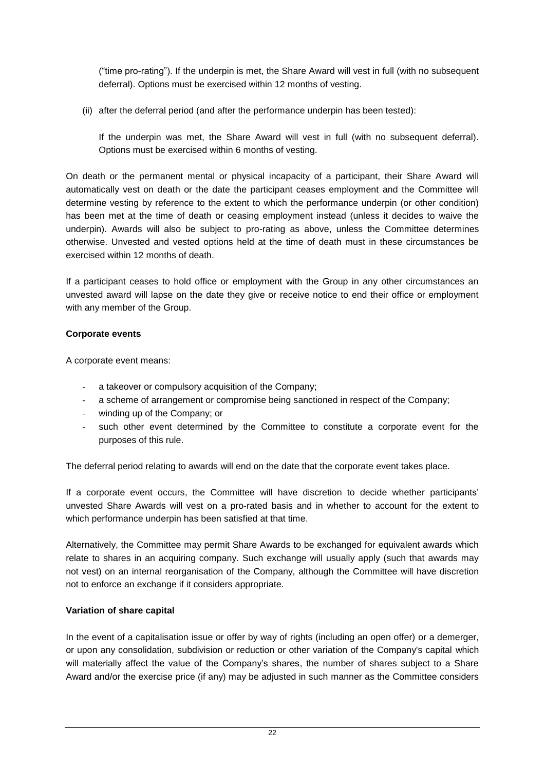("time pro-rating"). If the underpin is met, the Share Award will vest in full (with no subsequent deferral). Options must be exercised within 12 months of vesting.

(ii) after the deferral period (and after the performance underpin has been tested):

If the underpin was met, the Share Award will vest in full (with no subsequent deferral). Options must be exercised within 6 months of vesting.

On death or the permanent mental or physical incapacity of a participant, their Share Award will automatically vest on death or the date the participant ceases employment and the Committee will determine vesting by reference to the extent to which the performance underpin (or other condition) has been met at the time of death or ceasing employment instead (unless it decides to waive the underpin). Awards will also be subject to pro-rating as above, unless the Committee determines otherwise. Unvested and vested options held at the time of death must in these circumstances be exercised within 12 months of death.

If a participant ceases to hold office or employment with the Group in any other circumstances an unvested award will lapse on the date they give or receive notice to end their office or employment with any member of the Group.

**Corporate events**

A corporate event means:

- a takeover or compulsory acquisition of the Company;
- a scheme of arrangement or compromise being sanctioned in respect of the Company;
- winding up of the Company; or
- such other event determined by the Committee to constitute a corporate event for the purposes of this rule.

The deferral period relating to awards will end on the date that the corporate event takes place.

If a corporate event occurs, the Committee will have discretion to decide whether participants' unvested Share Awards will vest on a pro-rated basis and in whether to account for the extent to which performance underpin has been satisfied at that time.

Alternatively, the Committee may permit Share Awards to be exchanged for equivalent awards which relate to shares in an acquiring company. Such exchange will usually apply (such that awards may not vest) on an internal reorganisation of the Company, although the Committee will have discretion not to enforce an exchange if it considers appropriate.

**Variation of share capital**

In the event of a capitalisation issue or offer by way of rights (including an open offer) or a demerger, or upon any consolidation, subdivision or reduction or other variation of the Company's capital which will materially affect the value of the Company's shares, the number of shares subject to a Share Award and/or the exercise price (if any) may be adjusted in such manner as the Committee considers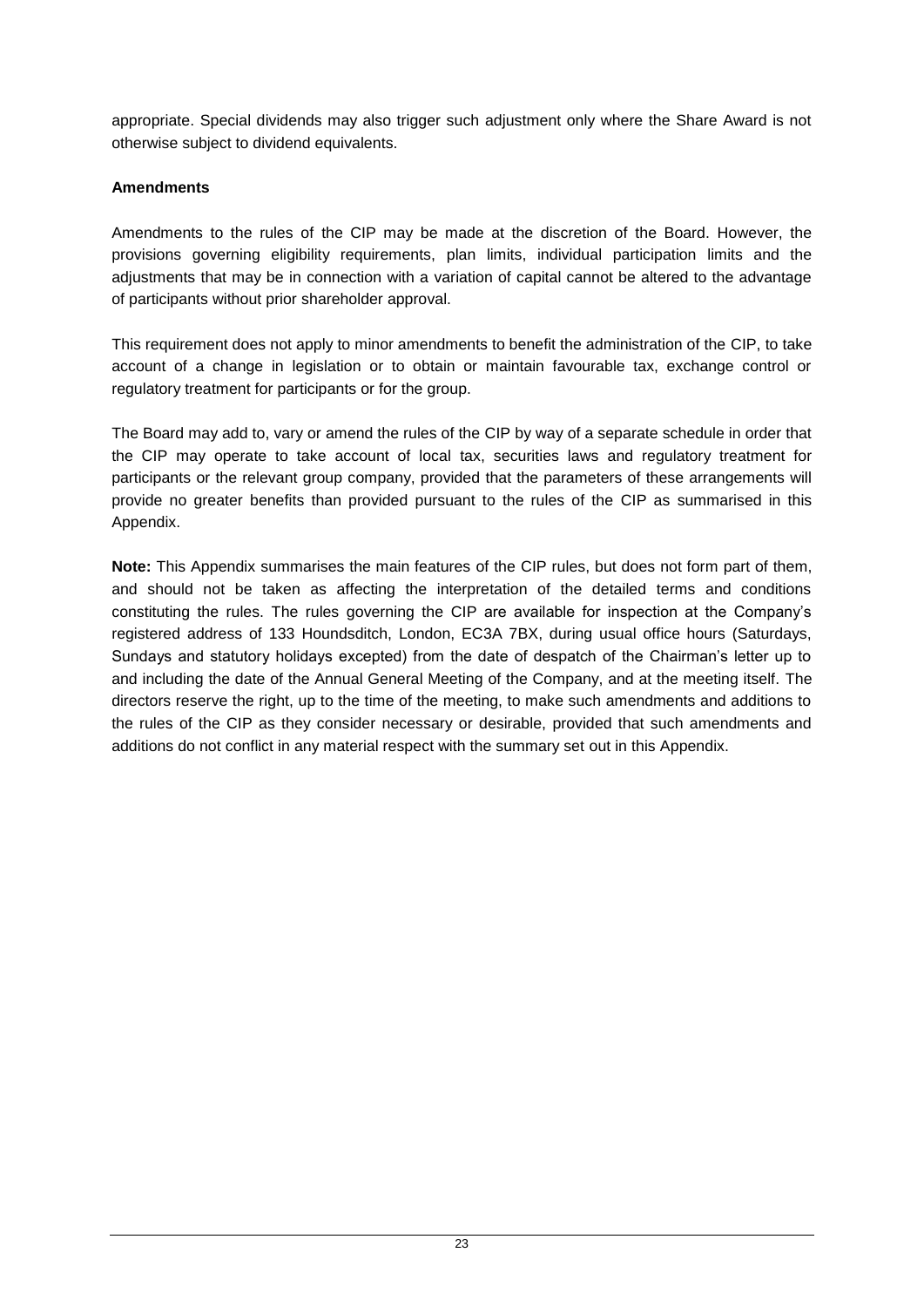appropriate. Special dividends may also trigger such adjustment only where the Share Award is not otherwise subject to dividend equivalents.

**Amendments**

Amendments to the rules of the CIP may be made at the discretion of the Board. However, the provisions governing eligibility requirements, plan limits, individual participation limits and the adjustments that may be in connection with a variation of capital cannot be altered to the advantage of participants without prior shareholder approval.

This requirement does not apply to minor amendments to benefit the administration of the CIP, to take account of a change in legislation or to obtain or maintain favourable tax, exchange control or regulatory treatment for participants or for the group.

The Board may add to, vary or amend the rules of the CIP by way of a separate schedule in order that the CIP may operate to take account of local tax, securities laws and regulatory treatment for participants or the relevant group company, provided that the parameters of these arrangements will provide no greater benefits than provided pursuant to the rules of the CIP as summarised in this Appendix.

**Note:** This Appendix summarises the main features of the CIP rules, but does not form part of them, and should not be taken as affecting the interpretation of the detailed terms and conditions constituting the rules. The rules governing the CIP are available for inspection at the Company's registered address of 133 Houndsditch, London, EC3A 7BX, during usual office hours (Saturdays, Sundays and statutory holidays excepted) from the date of despatch of the Chairman's letter up to and including the date of the Annual General Meeting of the Company, and at the meeting itself. The directors reserve the right, up to the time of the meeting, to make such amendments and additions to the rules of the CIP as they consider necessary or desirable, provided that such amendments and additions do not conflict in any material respect with the summary set out in this Appendix.